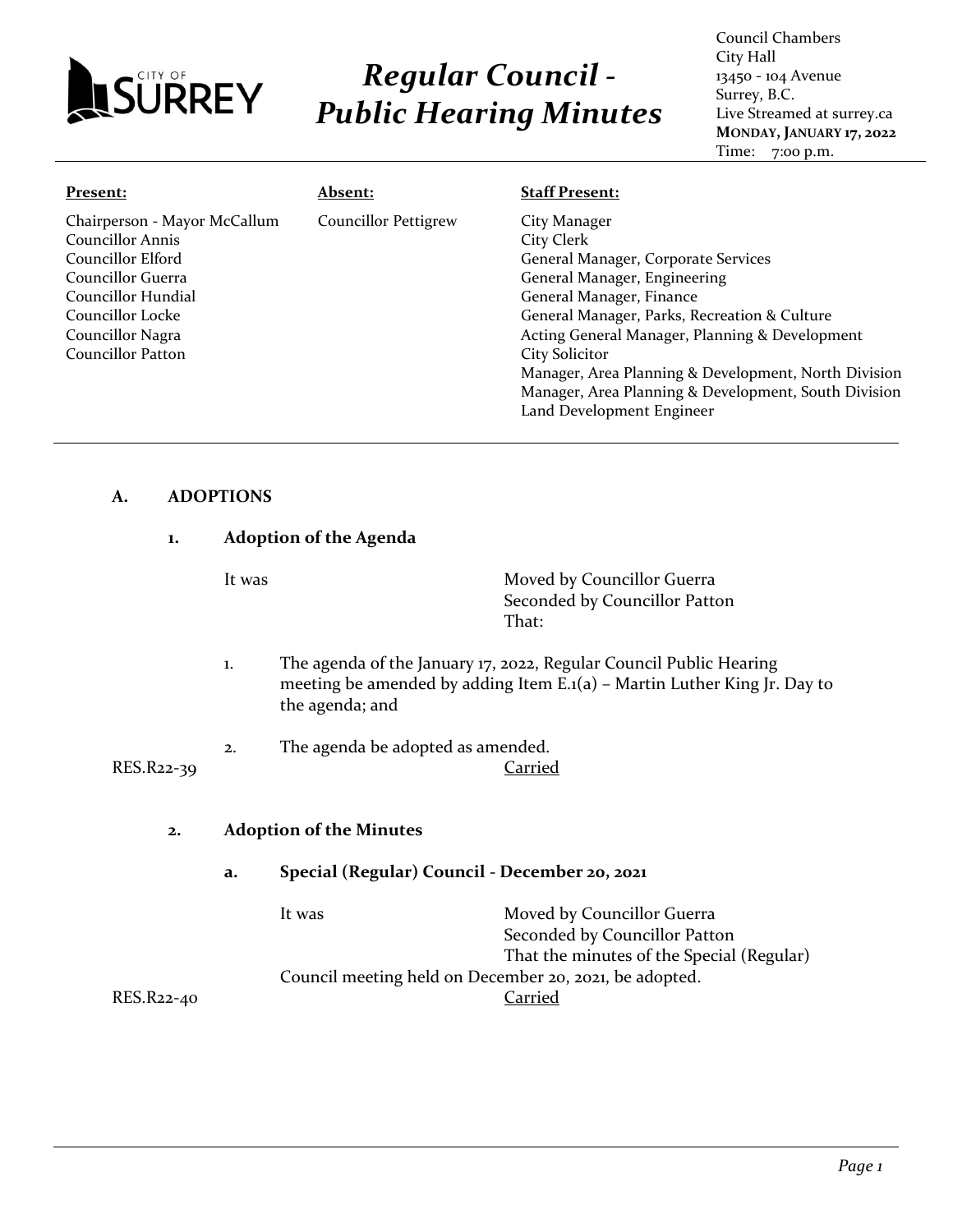# Regular Council - Public Hearing Minutes

Council Chambers
City Hall
13450 - 104 Avenue
Surrey, B.C.
Live Streamed at surrey.ca
**MONDAY, JANUARY 17, 2022**
Time: 7:00 p.m.

| **Present:** | **Absent:** | **Staff Present:** |
| --- | --- | --- |
| Chairperson - Mayor McCallum<br>Councillor Annis<br>Councillor Elford<br>Councillor Guerra<br>Councillor Hundial<br>Councillor Locke<br>Councillor Nagra<br>Councillor Patton | Councillor Pettigrew | City Manager<br>City Clerk<br>General Manager, Corporate Services<br>General Manager, Engineering<br>General Manager, Finance<br>General Manager, Parks, Recreation & Culture<br>Acting General Manager, Planning & Development<br>City Solicitor<br>Manager, Area Planning & Development, North Division<br>Manager, Area Planning & Development, South Division<br>Land Development Engineer |

## A. ADOPTIONS

### 1. Adoption of the Agenda

It was

Moved by Councillor Guerra
Seconded by Councillor Patton
That:

1. The agenda of the January 17, 2022, Regular Council Public Hearing meeting be amended by adding Item E.1(a) – Martin Luther King Jr. Day to the agenda; and

2. The agenda be adopted as amended.

RES.R22-39 Carried

### 2. Adoption of the Minutes

#### a. Special (Regular) Council - December 20, 2021

It was

Moved by Councillor Guerra
Seconded by Councillor Patton
That the minutes of the Special (Regular) Council meeting held on December 20, 2021, be adopted.

RES.R22-40 Carried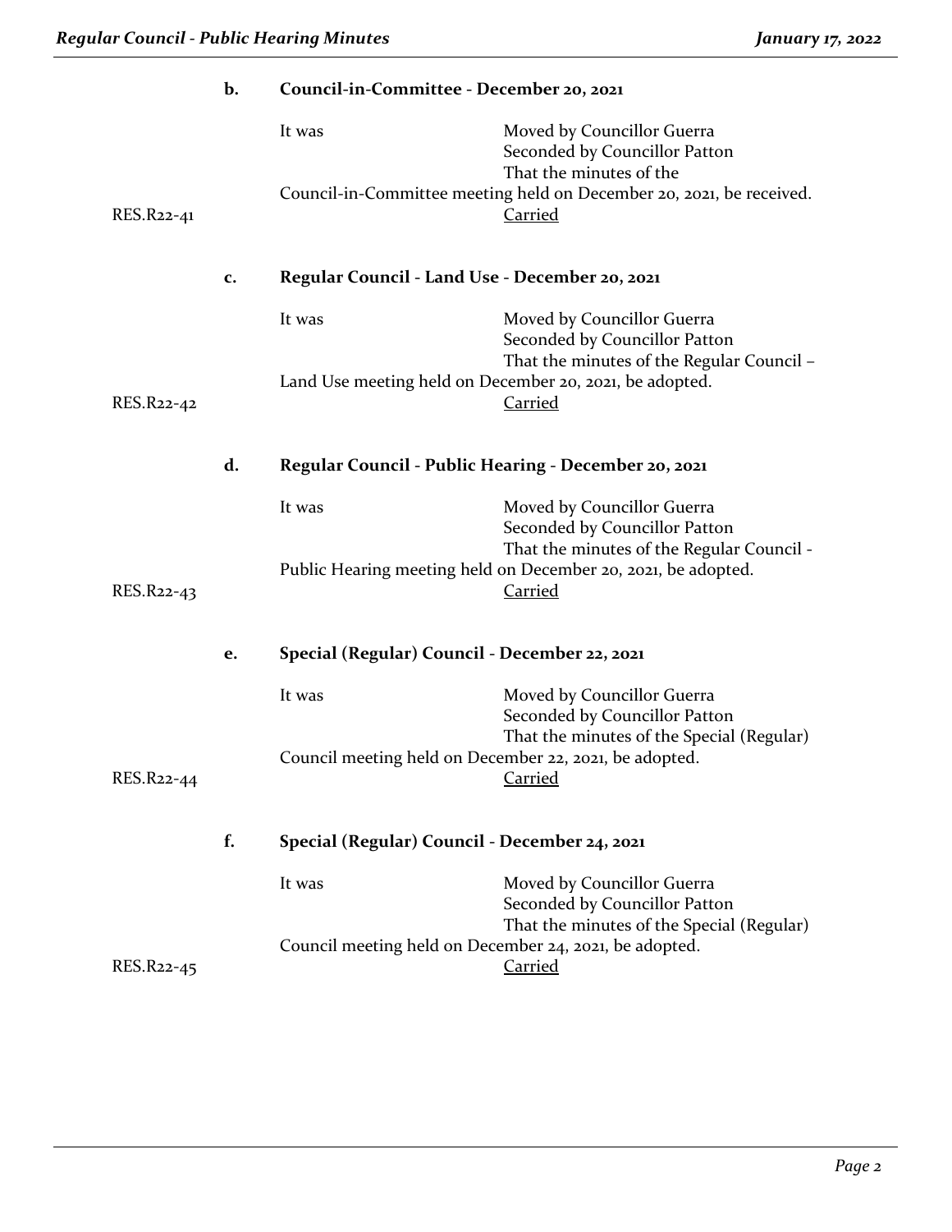### b. Council-in-Committee - December 20, 2021

It was Moved by Councillor Guerra
Seconded by Councillor Patton
That the minutes of the Council-in-Committee meeting held on December 20, 2021, be received.

RES.R22-41 Carried

### c. Regular Council - Land Use - December 20, 2021

It was Moved by Councillor Guerra
Seconded by Councillor Patton
That the minutes of the Regular Council – Land Use meeting held on December 20, 2021, be adopted.

RES.R22-42 Carried

### d. Regular Council - Public Hearing - December 20, 2021

It was Moved by Councillor Guerra
Seconded by Councillor Patton
That the minutes of the Regular Council - Public Hearing meeting held on December 20, 2021, be adopted.

RES.R22-43 Carried

### e. Special (Regular) Council - December 22, 2021

It was Moved by Councillor Guerra
Seconded by Councillor Patton
That the minutes of the Special (Regular) Council meeting held on December 22, 2021, be adopted.

RES.R22-44 Carried

### f. Special (Regular) Council - December 24, 2021

It was Moved by Councillor Guerra
Seconded by Councillor Patton
That the minutes of the Special (Regular) Council meeting held on December 24, 2021, be adopted.

RES.R22-45 Carried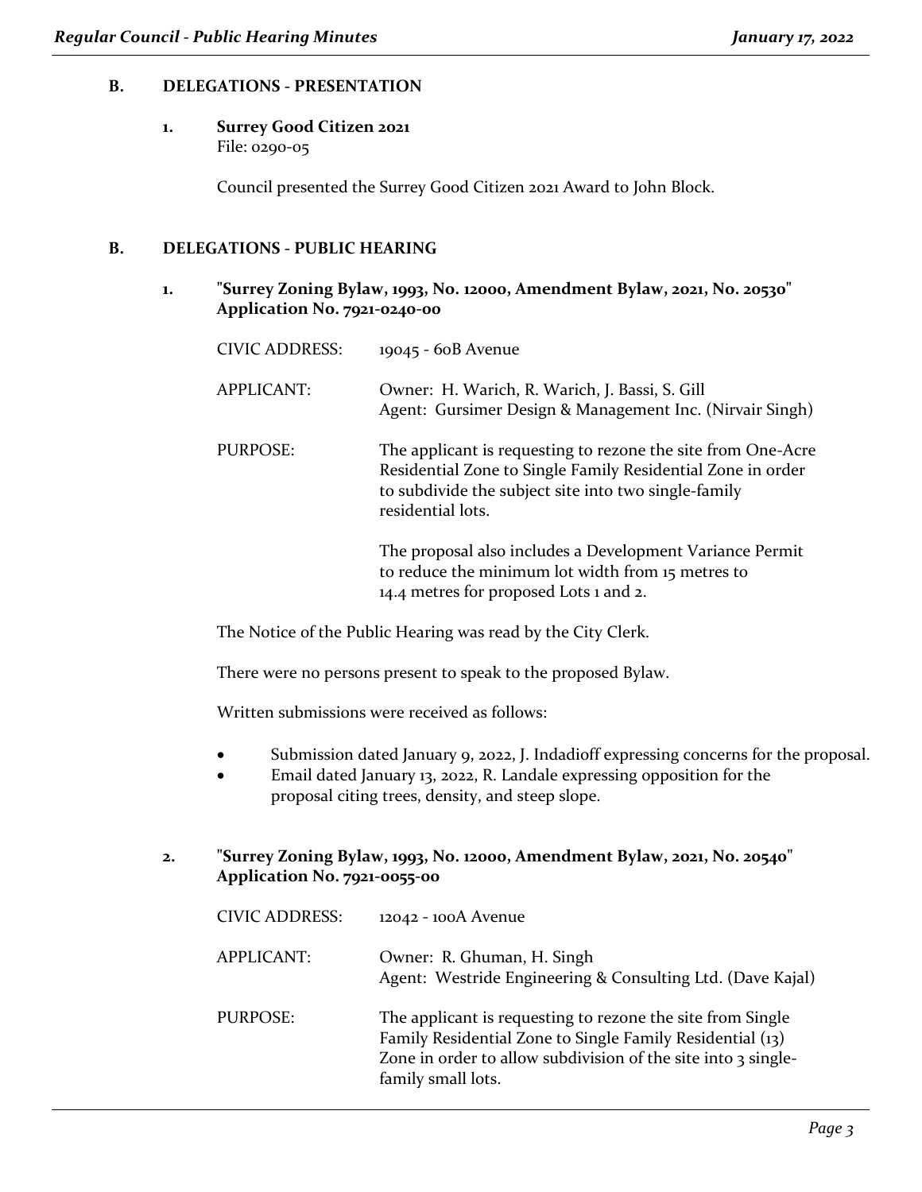## B. DELEGATIONS - PRESENTATION

### 1. Surrey Good Citizen 2021

File: 0290-05

Council presented the Surrey Good Citizen 2021 Award to John Block.

## B. DELEGATIONS - PUBLIC HEARING

### 1. "Surrey Zoning Bylaw, 1993, No. 12000, Amendment Bylaw, 2021, No. 20530" Application No. 7921-0240-00

CIVIC ADDRESS: 19045 - 60B Avenue

APPLICANT: Owner: H. Warich, R. Warich, J. Bassi, S. Gill
Agent: Gursimer Design & Management Inc. (Nirvair Singh)

PURPOSE: The applicant is requesting to rezone the site from One-Acre Residential Zone to Single Family Residential Zone in order to subdivide the subject site into two single-family residential lots.

The proposal also includes a Development Variance Permit to reduce the minimum lot width from 15 metres to 14.4 metres for proposed Lots 1 and 2.

The Notice of the Public Hearing was read by the City Clerk.

There were no persons present to speak to the proposed Bylaw.

Written submissions were received as follows:

- Submission dated January 9, 2022, J. Indadioff expressing concerns for the proposal.
- Email dated January 13, 2022, R. Landale expressing opposition for the proposal citing trees, density, and steep slope.

### 2. "Surrey Zoning Bylaw, 1993, No. 12000, Amendment Bylaw, 2021, No. 20540" Application No. 7921-0055-00

CIVIC ADDRESS: 12042 - 100A Avenue

APPLICANT: Owner: R. Ghuman, H. Singh
Agent: Westride Engineering & Consulting Ltd. (Dave Kajal)

PURPOSE: The applicant is requesting to rezone the site from Single Family Residential Zone to Single Family Residential (13) Zone in order to allow subdivision of the site into 3 single-family small lots.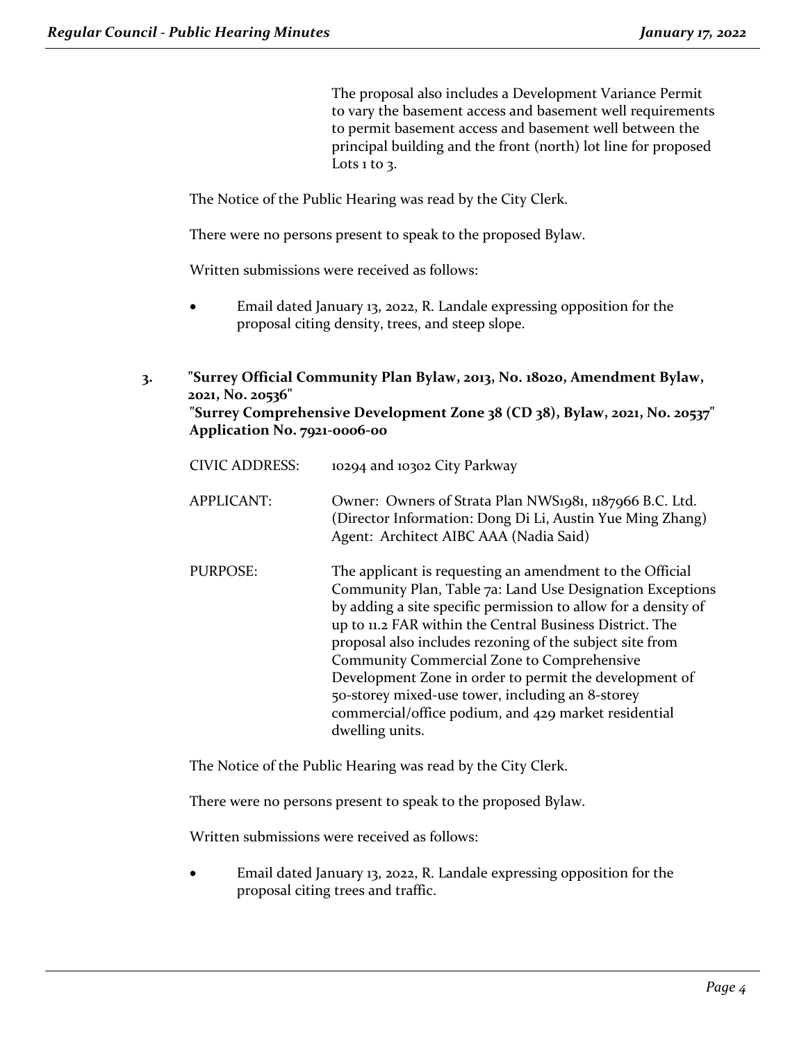The proposal also includes a Development Variance Permit to vary the basement access and basement well requirements to permit basement access and basement well between the principal building and the front (north) lot line for proposed Lots 1 to 3.

The Notice of the Public Hearing was read by the City Clerk.

There were no persons present to speak to the proposed Bylaw.

Written submissions were received as follows:

- Email dated January 13, 2022, R. Landale expressing opposition for the proposal citing density, trees, and steep slope.

**3. "Surrey Official Community Plan Bylaw, 2013, No. 18020, Amendment Bylaw, 2021, No. 20536"**
**"Surrey Comprehensive Development Zone 38 (CD 38), Bylaw, 2021, No. 20537"**
**Application No. 7921-0006-00**

CIVIC ADDRESS: 10294 and 10302 City Parkway

APPLICANT: Owner: Owners of Strata Plan NWS1981, 1187966 B.C. Ltd. (Director Information: Dong Di Li, Austin Yue Ming Zhang)
Agent: Architect AIBC AAA (Nadia Said)

PURPOSE: The applicant is requesting an amendment to the Official Community Plan, Table 7a: Land Use Designation Exceptions by adding a site specific permission to allow for a density of up to 11.2 FAR within the Central Business District. The proposal also includes rezoning of the subject site from Community Commercial Zone to Comprehensive Development Zone in order to permit the development of 50-storey mixed-use tower, including an 8-storey commercial/office podium, and 429 market residential dwelling units.

The Notice of the Public Hearing was read by the City Clerk.

There were no persons present to speak to the proposed Bylaw.

Written submissions were received as follows:

- Email dated January 13, 2022, R. Landale expressing opposition for the proposal citing trees and traffic.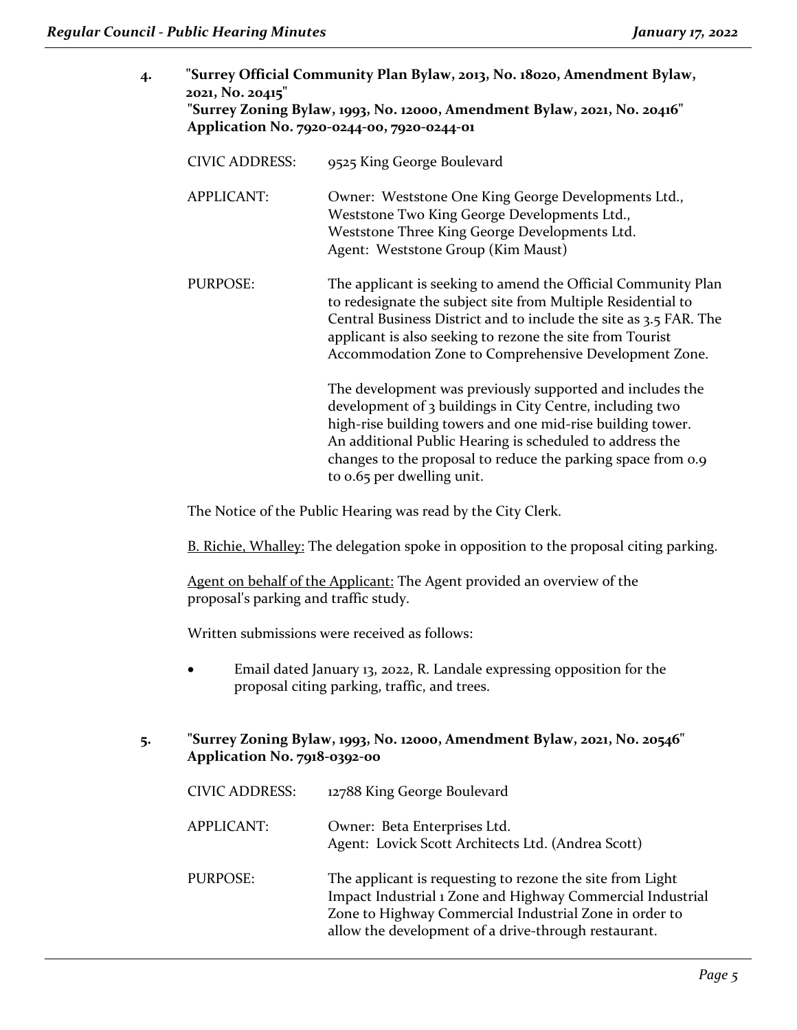**4. "Surrey Official Community Plan Bylaw, 2013, No. 18020, Amendment Bylaw, 2021, No. 20415"**
**"Surrey Zoning Bylaw, 1993, No. 12000, Amendment Bylaw, 2021, No. 20416"**
**Application No. 7920-0244-00, 7920-0244-01**

CIVIC ADDRESS: 9525 King George Boulevard

APPLICANT: Owner: Weststone One King George Developments Ltd., Weststone Two King George Developments Ltd., Weststone Three King George Developments Ltd.
Agent: Weststone Group (Kim Maust)

PURPOSE: The applicant is seeking to amend the Official Community Plan to redesignate the subject site from Multiple Residential to Central Business District and to include the site as 3.5 FAR. The applicant is also seeking to rezone the site from Tourist Accommodation Zone to Comprehensive Development Zone.

The development was previously supported and includes the development of 3 buildings in City Centre, including two high-rise building towers and one mid-rise building tower. An additional Public Hearing is scheduled to address the changes to the proposal to reduce the parking space from 0.9 to 0.65 per dwelling unit.

The Notice of the Public Hearing was read by the City Clerk.

<u>B. Richie, Whalley:</u> The delegation spoke in opposition to the proposal citing parking.

<u>Agent on behalf of the Applicant:</u> The Agent provided an overview of the proposal's parking and traffic study.

Written submissions were received as follows:

- Email dated January 13, 2022, R. Landale expressing opposition for the proposal citing parking, traffic, and trees.

**5. "Surrey Zoning Bylaw, 1993, No. 12000, Amendment Bylaw, 2021, No. 20546"**
**Application No. 7918-0392-00**

CIVIC ADDRESS: 12788 King George Boulevard

APPLICANT: Owner: Beta Enterprises Ltd.
Agent: Lovick Scott Architects Ltd. (Andrea Scott)

PURPOSE: The applicant is requesting to rezone the site from Light Impact Industrial 1 Zone and Highway Commercial Industrial Zone to Highway Commercial Industrial Zone in order to allow the development of a drive-through restaurant.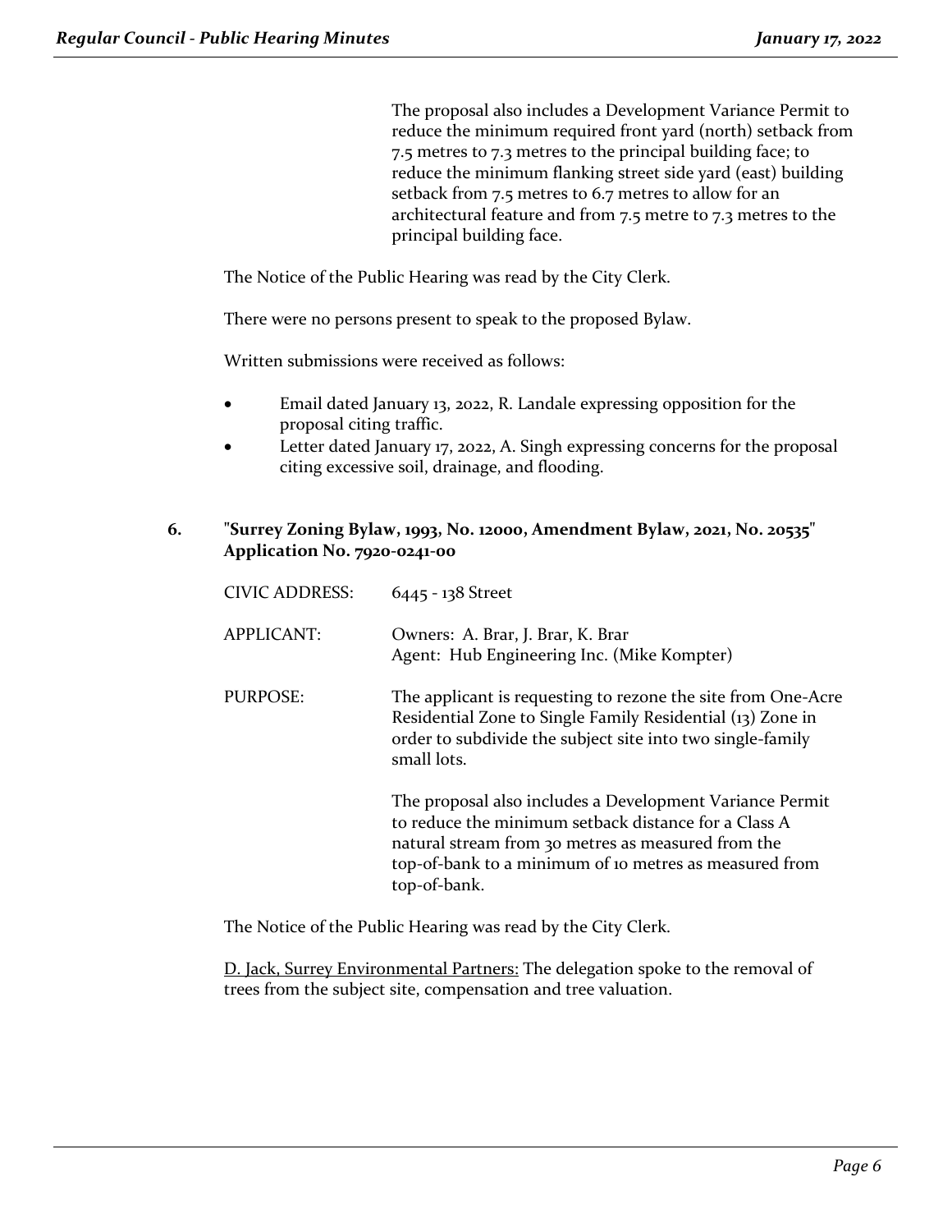The proposal also includes a Development Variance Permit to reduce the minimum required front yard (north) setback from 7.5 metres to 7.3 metres to the principal building face; to reduce the minimum flanking street side yard (east) building setback from 7.5 metres to 6.7 metres to allow for an architectural feature and from 7.5 metre to 7.3 metres to the principal building face.

The Notice of the Public Hearing was read by the City Clerk.

There were no persons present to speak to the proposed Bylaw.

Written submissions were received as follows:

- Email dated January 13, 2022, R. Landale expressing opposition for the proposal citing traffic.
- Letter dated January 17, 2022, A. Singh expressing concerns for the proposal citing excessive soil, drainage, and flooding.

**6. "Surrey Zoning Bylaw, 1993, No. 12000, Amendment Bylaw, 2021, No. 20535" Application No. 7920-0241-00**

CIVIC ADDRESS: 6445 - 138 Street

APPLICANT: Owners: A. Brar, J. Brar, K. Brar
Agent: Hub Engineering Inc. (Mike Kompter)

PURPOSE: The applicant is requesting to rezone the site from One-Acre Residential Zone to Single Family Residential (13) Zone in order to subdivide the subject site into two single-family small lots.

The proposal also includes a Development Variance Permit to reduce the minimum setback distance for a Class A natural stream from 30 metres as measured from the top-of-bank to a minimum of 10 metres as measured from top-of-bank.

The Notice of the Public Hearing was read by the City Clerk.

D. Jack, Surrey Environmental Partners: The delegation spoke to the removal of trees from the subject site, compensation and tree valuation.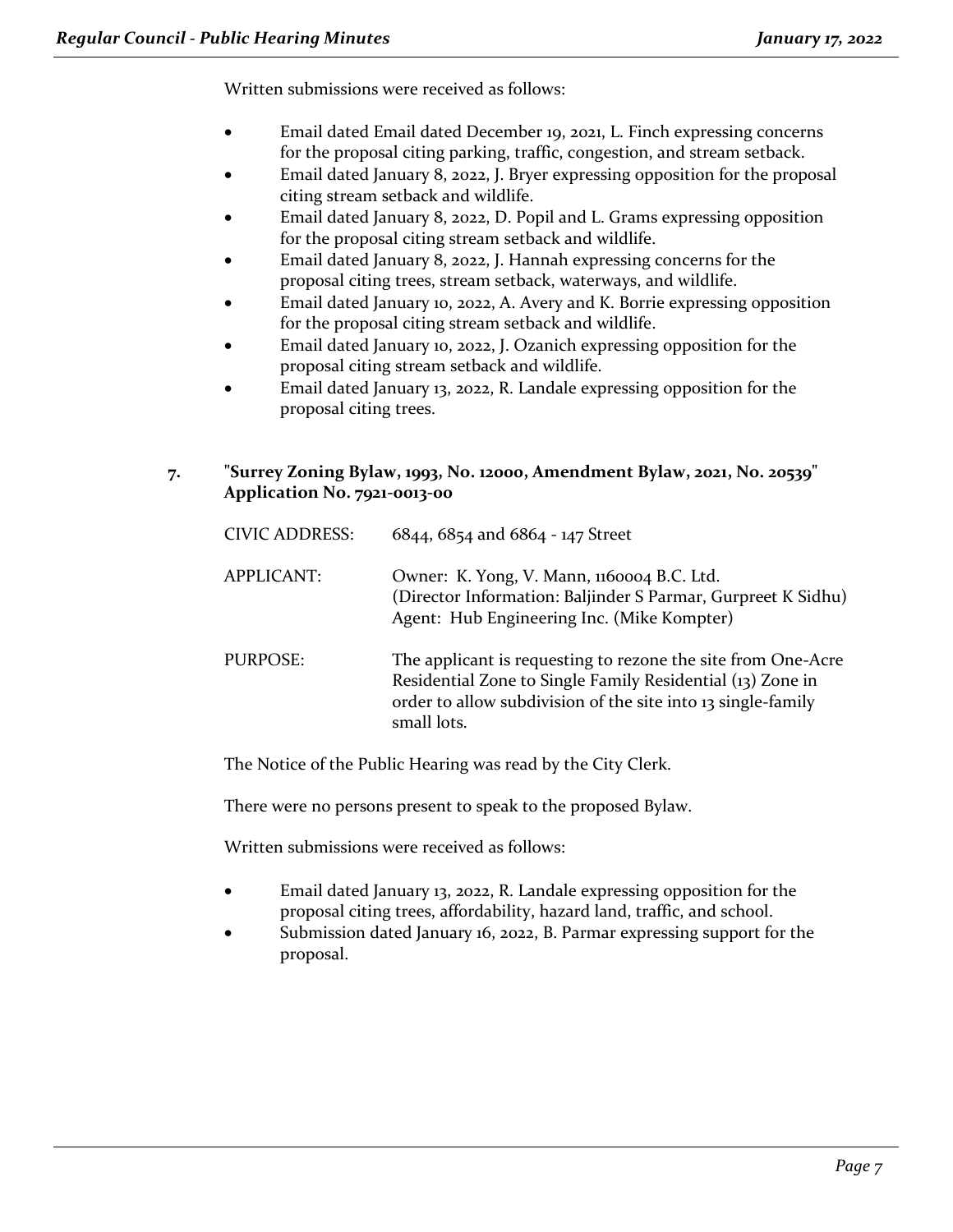Written submissions were received as follows:

- Email dated Email dated December 19, 2021, L. Finch expressing concerns for the proposal citing parking, traffic, congestion, and stream setback.
- Email dated January 8, 2022, J. Bryer expressing opposition for the proposal citing stream setback and wildlife.
- Email dated January 8, 2022, D. Popil and L. Grams expressing opposition for the proposal citing stream setback and wildlife.
- Email dated January 8, 2022, J. Hannah expressing concerns for the proposal citing trees, stream setback, waterways, and wildlife.
- Email dated January 10, 2022, A. Avery and K. Borrie expressing opposition for the proposal citing stream setback and wildlife.
- Email dated January 10, 2022, J. Ozanich expressing opposition for the proposal citing stream setback and wildlife.
- Email dated January 13, 2022, R. Landale expressing opposition for the proposal citing trees.

**7. "Surrey Zoning Bylaw, 1993, No. 12000, Amendment Bylaw, 2021, No. 20539" Application No. 7921-0013-00**

| | |
|---|---|
| CIVIC ADDRESS: | 6844, 6854 and 6864 - 147 Street |
| APPLICANT: | Owner: K. Yong, V. Mann, 1160004 B.C. Ltd. (Director Information: Baljinder S Parmar, Gurpreet K Sidhu) Agent: Hub Engineering Inc. (Mike Kompter) |
| PURPOSE: | The applicant is requesting to rezone the site from One-Acre Residential Zone to Single Family Residential (13) Zone in order to allow subdivision of the site into 13 single-family small lots. |

The Notice of the Public Hearing was read by the City Clerk.

There were no persons present to speak to the proposed Bylaw.

Written submissions were received as follows:

- Email dated January 13, 2022, R. Landale expressing opposition for the proposal citing trees, affordability, hazard land, traffic, and school.
- Submission dated January 16, 2022, B. Parmar expressing support for the proposal.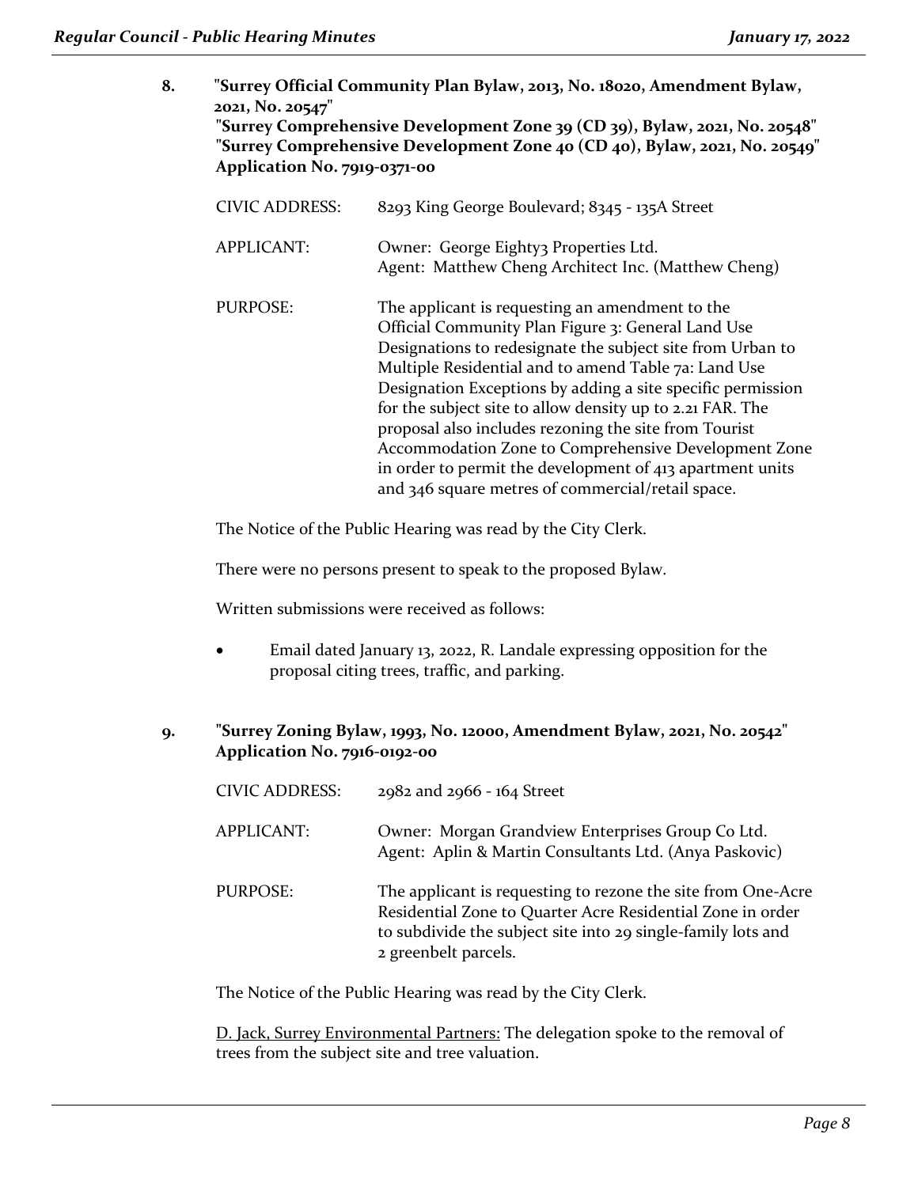**8. "Surrey Official Community Plan Bylaw, 2013, No. 18020, Amendment Bylaw, 2021, No. 20547"**
**"Surrey Comprehensive Development Zone 39 (CD 39), Bylaw, 2021, No. 20548"**
**"Surrey Comprehensive Development Zone 40 (CD 40), Bylaw, 2021, No. 20549"**
**Application No. 7919-0371-00**

| | |
|---|---|
| CIVIC ADDRESS: | 8293 King George Boulevard; 8345 - 135A Street |
| APPLICANT: | Owner: George Eighty3 Properties Ltd.<br>Agent: Matthew Cheng Architect Inc. (Matthew Cheng) |
| PURPOSE: | The applicant is requesting an amendment to the Official Community Plan Figure 3: General Land Use Designations to redesignate the subject site from Urban to Multiple Residential and to amend Table 7a: Land Use Designation Exceptions by adding a site specific permission for the subject site to allow density up to 2.21 FAR. The proposal also includes rezoning the site from Tourist Accommodation Zone to Comprehensive Development Zone in order to permit the development of 413 apartment units and 346 square metres of commercial/retail space. |

The Notice of the Public Hearing was read by the City Clerk.

There were no persons present to speak to the proposed Bylaw.

Written submissions were received as follows:

- Email dated January 13, 2022, R. Landale expressing opposition for the proposal citing trees, traffic, and parking.

**9. "Surrey Zoning Bylaw, 1993, No. 12000, Amendment Bylaw, 2021, No. 20542"**
**Application No. 7916-0192-00**

| | |
|---|---|
| CIVIC ADDRESS: | 2982 and 2966 - 164 Street |
| APPLICANT: | Owner: Morgan Grandview Enterprises Group Co Ltd.<br>Agent: Aplin & Martin Consultants Ltd. (Anya Paskovic) |
| PURPOSE: | The applicant is requesting to rezone the site from One-Acre Residential Zone to Quarter Acre Residential Zone in order to subdivide the subject site into 29 single-family lots and 2 greenbelt parcels. |

The Notice of the Public Hearing was read by the City Clerk.

D. Jack, Surrey Environmental Partners: The delegation spoke to the removal of trees from the subject site and tree valuation.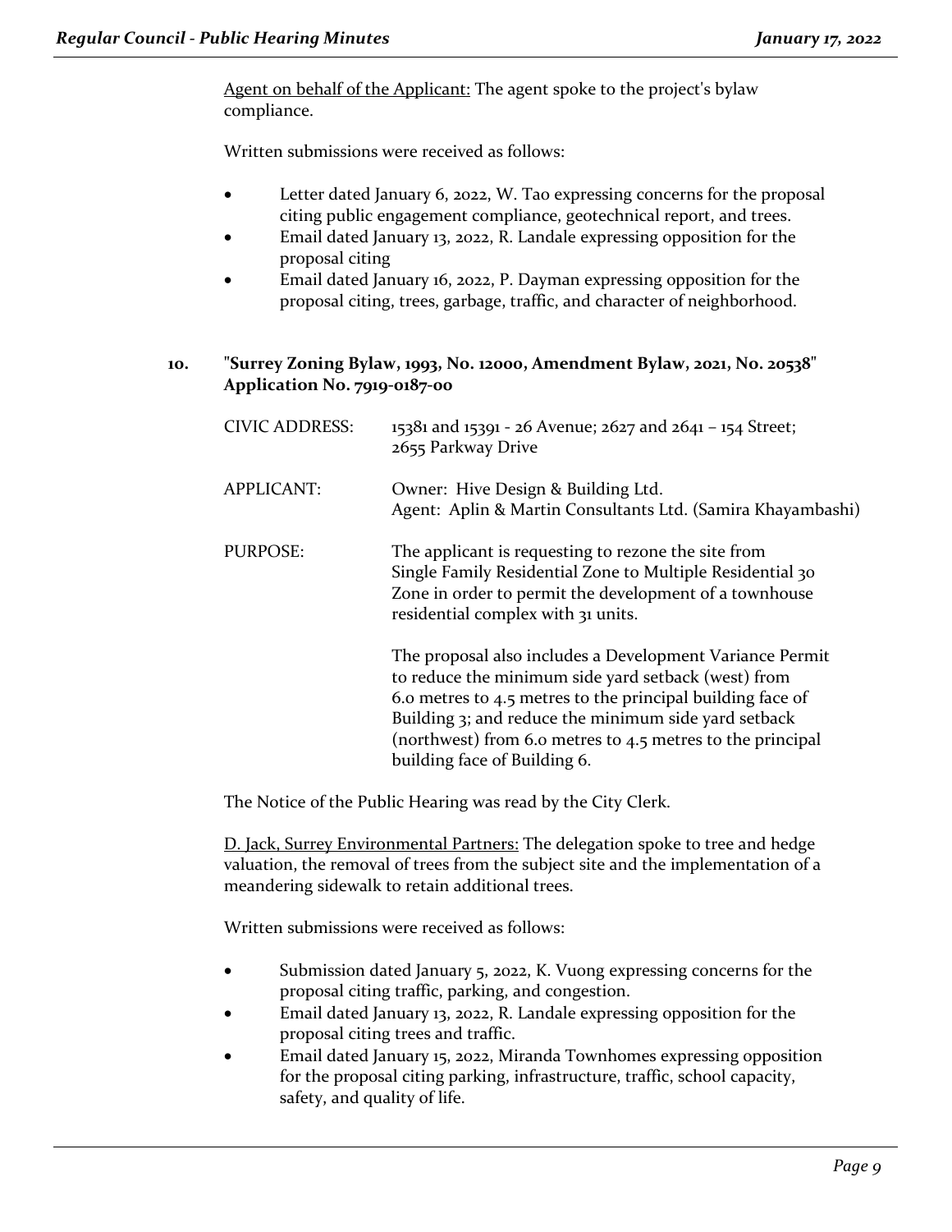<u>Agent on behalf of the Applicant:</u> The agent spoke to the project's bylaw compliance.

Written submissions were received as follows:

- Letter dated January 6, 2022, W. Tao expressing concerns for the proposal citing public engagement compliance, geotechnical report, and trees.
- Email dated January 13, 2022, R. Landale expressing opposition for the proposal citing
- Email dated January 16, 2022, P. Dayman expressing opposition for the proposal citing, trees, garbage, traffic, and character of neighborhood.

**10. "Surrey Zoning Bylaw, 1993, No. 12000, Amendment Bylaw, 2021, No. 20538" Application No. 7919-0187-00**

CIVIC ADDRESS: 15381 and 15391 - 26 Avenue; 2627 and 2641 – 154 Street; 2655 Parkway Drive

APPLICANT: Owner: Hive Design & Building Ltd.
Agent: Aplin & Martin Consultants Ltd. (Samira Khayambashi)

PURPOSE: The applicant is requesting to rezone the site from Single Family Residential Zone to Multiple Residential 30 Zone in order to permit the development of a townhouse residential complex with 31 units.

The proposal also includes a Development Variance Permit to reduce the minimum side yard setback (west) from 6.0 metres to 4.5 metres to the principal building face of Building 3; and reduce the minimum side yard setback (northwest) from 6.0 metres to 4.5 metres to the principal building face of Building 6.

The Notice of the Public Hearing was read by the City Clerk.

<u>D. Jack, Surrey Environmental Partners:</u> The delegation spoke to tree and hedge valuation, the removal of trees from the subject site and the implementation of a meandering sidewalk to retain additional trees.

Written submissions were received as follows:

- Submission dated January 5, 2022, K. Vuong expressing concerns for the proposal citing traffic, parking, and congestion.
- Email dated January 13, 2022, R. Landale expressing opposition for the proposal citing trees and traffic.
- Email dated January 15, 2022, Miranda Townhomes expressing opposition for the proposal citing parking, infrastructure, traffic, school capacity, safety, and quality of life.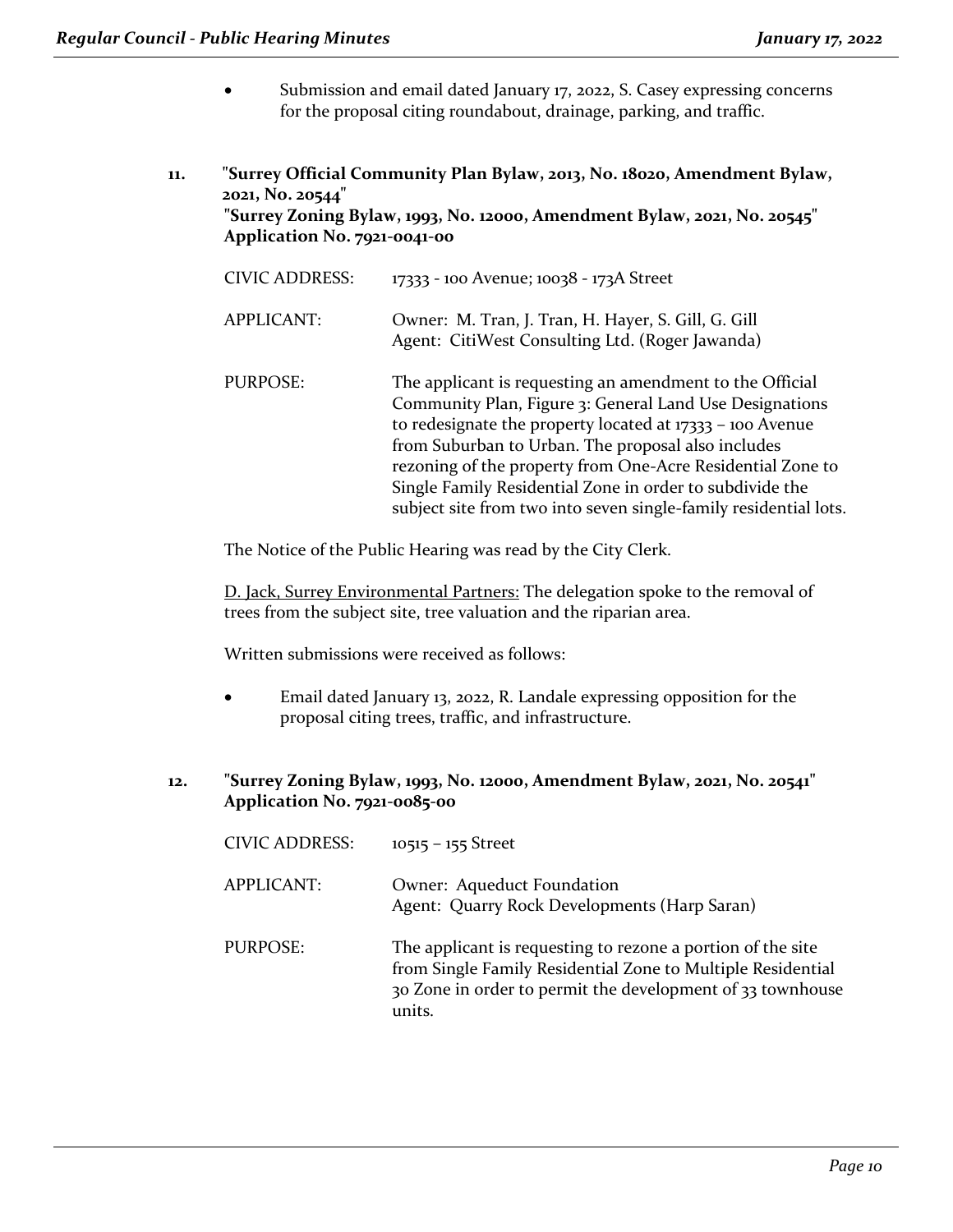- Submission and email dated January 17, 2022, S. Casey expressing concerns for the proposal citing roundabout, drainage, parking, and traffic.

**11. "Surrey Official Community Plan Bylaw, 2013, No. 18020, Amendment Bylaw, 2021, No. 20544"**
**"Surrey Zoning Bylaw, 1993, No. 12000, Amendment Bylaw, 2021, No. 20545"**
**Application No. 7921-0041-00**

| | |
|---|---|
| CIVIC ADDRESS: | 17333 - 100 Avenue; 10038 - 173A Street |
| APPLICANT: | Owner: M. Tran, J. Tran, H. Hayer, S. Gill, G. Gill<br>Agent: CitiWest Consulting Ltd. (Roger Jawanda) |
| PURPOSE: | The applicant is requesting an amendment to the Official Community Plan, Figure 3: General Land Use Designations to redesignate the property located at 17333 – 100 Avenue from Suburban to Urban. The proposal also includes rezoning of the property from One-Acre Residential Zone to Single Family Residential Zone in order to subdivide the subject site from two into seven single-family residential lots. |

The Notice of the Public Hearing was read by the City Clerk.

<u>D. Jack, Surrey Environmental Partners:</u> The delegation spoke to the removal of trees from the subject site, tree valuation and the riparian area.

Written submissions were received as follows:

- Email dated January 13, 2022, R. Landale expressing opposition for the proposal citing trees, traffic, and infrastructure.

**12. "Surrey Zoning Bylaw, 1993, No. 12000, Amendment Bylaw, 2021, No. 20541"**
**Application No. 7921-0085-00**

| | |
|---|---|
| CIVIC ADDRESS: | 10515 – 155 Street |
| APPLICANT: | Owner: Aqueduct Foundation<br>Agent: Quarry Rock Developments (Harp Saran) |
| PURPOSE: | The applicant is requesting to rezone a portion of the site from Single Family Residential Zone to Multiple Residential 30 Zone in order to permit the development of 33 townhouse units. |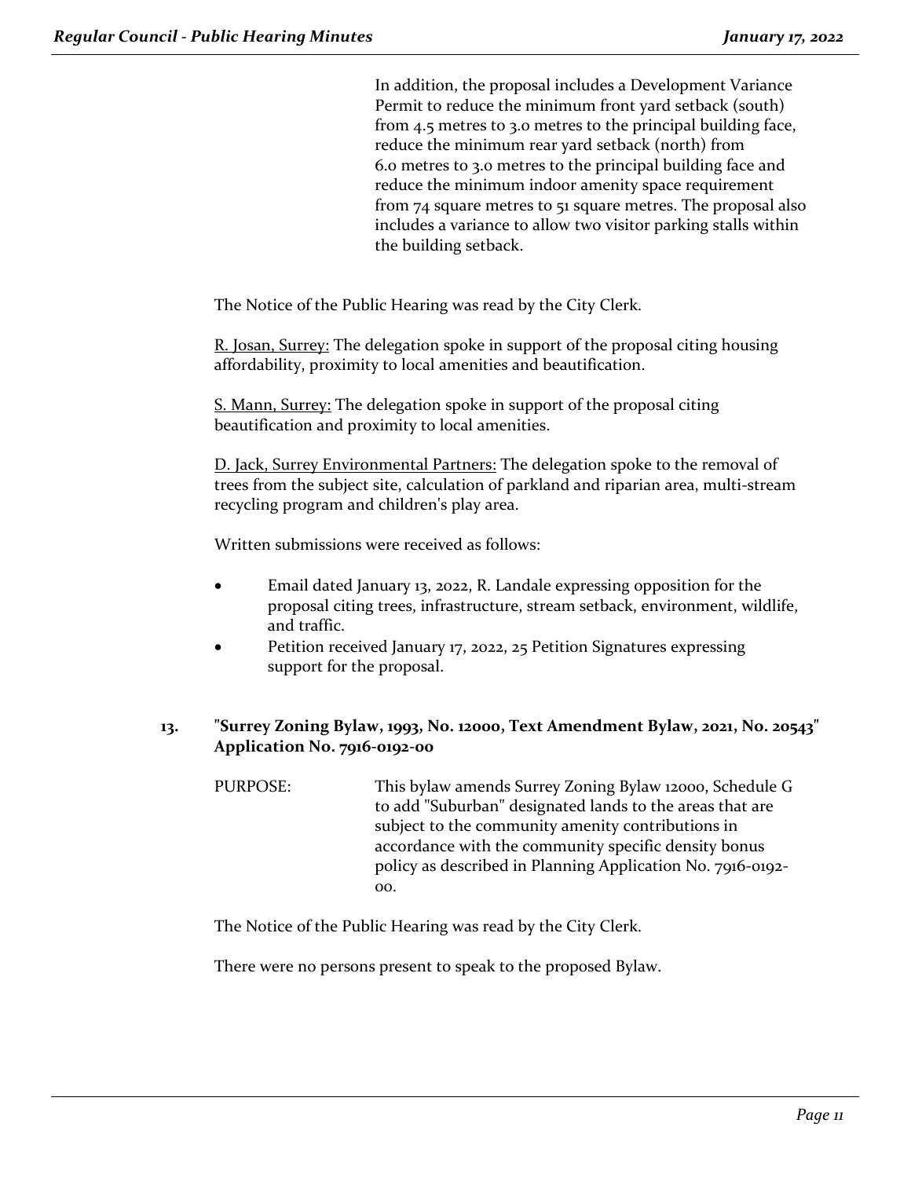In addition, the proposal includes a Development Variance Permit to reduce the minimum front yard setback (south) from 4.5 metres to 3.0 metres to the principal building face, reduce the minimum rear yard setback (north) from 6.0 metres to 3.0 metres to the principal building face and reduce the minimum indoor amenity space requirement from 74 square metres to 51 square metres. The proposal also includes a variance to allow two visitor parking stalls within the building setback.

The Notice of the Public Hearing was read by the City Clerk.

R. Josan, Surrey: The delegation spoke in support of the proposal citing housing affordability, proximity to local amenities and beautification.

S. Mann, Surrey: The delegation spoke in support of the proposal citing beautification and proximity to local amenities.

D. Jack, Surrey Environmental Partners: The delegation spoke to the removal of trees from the subject site, calculation of parkland and riparian area, multi-stream recycling program and children's play area.

Written submissions were received as follows:

- Email dated January 13, 2022, R. Landale expressing opposition for the proposal citing trees, infrastructure, stream setback, environment, wildlife, and traffic.
- Petition received January 17, 2022, 25 Petition Signatures expressing support for the proposal.

**13. "Surrey Zoning Bylaw, 1993, No. 12000, Text Amendment Bylaw, 2021, No. 20543" Application No. 7916-0192-00**

PURPOSE: This bylaw amends Surrey Zoning Bylaw 12000, Schedule G to add "Suburban" designated lands to the areas that are subject to the community amenity contributions in accordance with the community specific density bonus policy as described in Planning Application No. 7916-0192-00.

The Notice of the Public Hearing was read by the City Clerk.

There were no persons present to speak to the proposed Bylaw.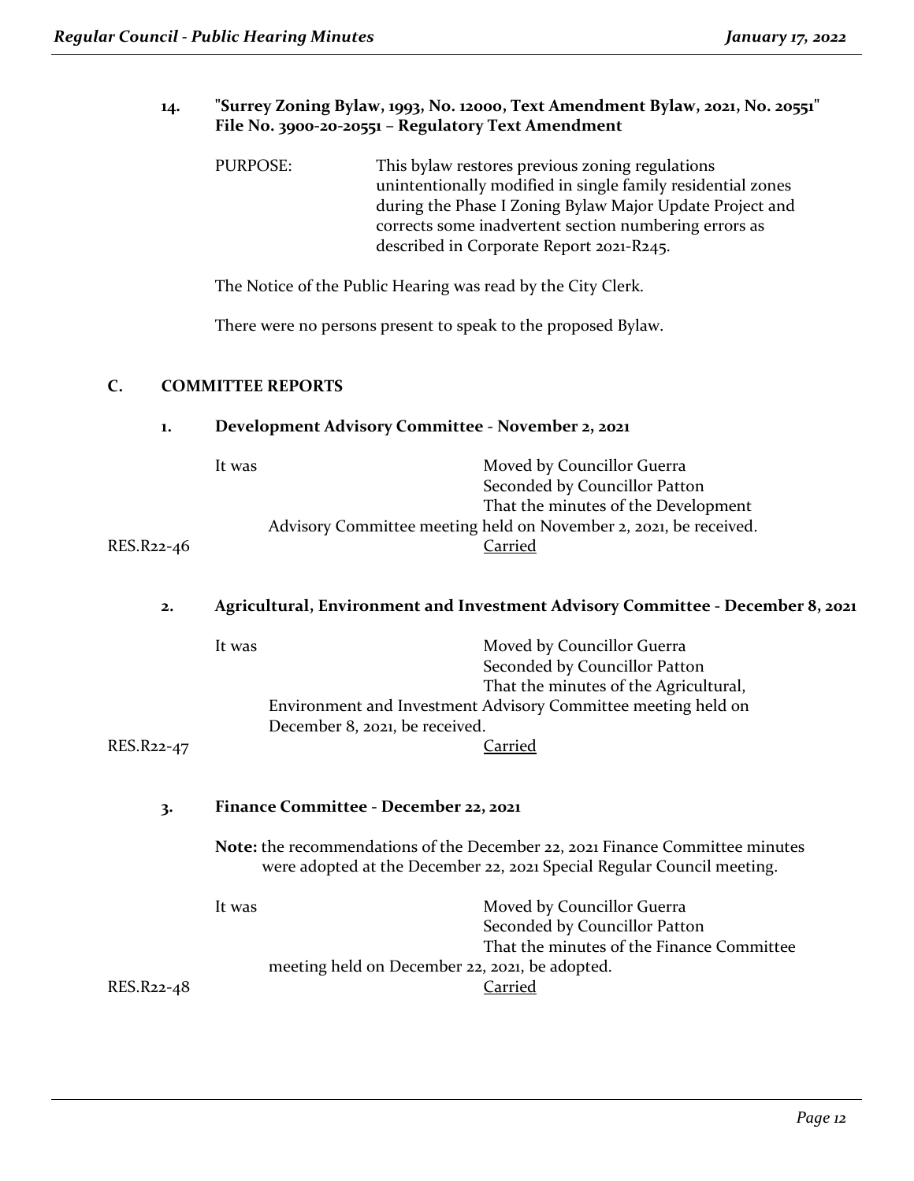**14. "Surrey Zoning Bylaw, 1993, No. 12000, Text Amendment Bylaw, 2021, No. 20551" File No. 3900-20-20551 – Regulatory Text Amendment**

PURPOSE: This bylaw restores previous zoning regulations unintentionally modified in single family residential zones during the Phase I Zoning Bylaw Major Update Project and corrects some inadvertent section numbering errors as described in Corporate Report 2021-R245.

The Notice of the Public Hearing was read by the City Clerk.

There were no persons present to speak to the proposed Bylaw.

## C. COMMITTEE REPORTS

### 1. Development Advisory Committee - November 2, 2021

It was Moved by Councillor Guerra
Seconded by Councillor Patton
That the minutes of the Development Advisory Committee meeting held on November 2, 2021, be received.

RES.R22-46 Carried

### 2. Agricultural, Environment and Investment Advisory Committee - December 8, 2021

It was Moved by Councillor Guerra
Seconded by Councillor Patton
That the minutes of the Agricultural, Environment and Investment Advisory Committee meeting held on December 8, 2021, be received.

RES.R22-47 Carried

### 3. Finance Committee - December 22, 2021

**Note:** the recommendations of the December 22, 2021 Finance Committee minutes were adopted at the December 22, 2021 Special Regular Council meeting.

It was Moved by Councillor Guerra
Seconded by Councillor Patton
That the minutes of the Finance Committee meeting held on December 22, 2021, be adopted.

RES.R22-48 Carried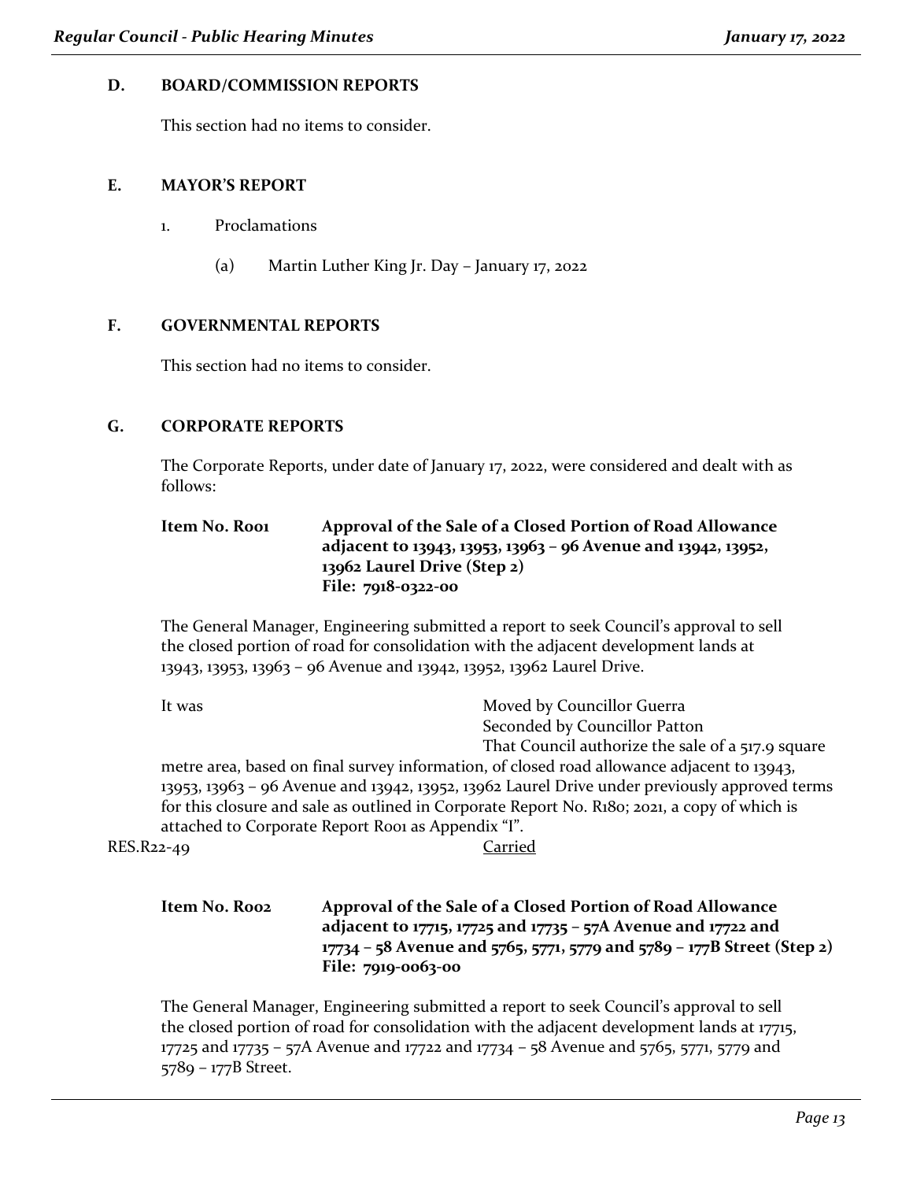## D. BOARD/COMMISSION REPORTS

This section had no items to consider.

## E. MAYOR'S REPORT

1. Proclamations

   (a) Martin Luther King Jr. Day – January 17, 2022

## F. GOVERNMENTAL REPORTS

This section had no items to consider.

## G. CORPORATE REPORTS

The Corporate Reports, under date of January 17, 2022, were considered and dealt with as follows:

**Item No. R001 Approval of the Sale of a Closed Portion of Road Allowance adjacent to 13943, 13953, 13963 – 96 Avenue and 13942, 13952, 13962 Laurel Drive (Step 2)**
**File: 7918-0322-00**

The General Manager, Engineering submitted a report to seek Council's approval to sell the closed portion of road for consolidation with the adjacent development lands at 13943, 13953, 13963 – 96 Avenue and 13942, 13952, 13962 Laurel Drive.

It was Moved by Councillor Guerra
Seconded by Councillor Patton
That Council authorize the sale of a 517.9 square metre area, based on final survey information, of closed road allowance adjacent to 13943, 13953, 13963 – 96 Avenue and 13942, 13952, 13962 Laurel Drive under previously approved terms for this closure and sale as outlined in Corporate Report No. R180; 2021, a copy of which is attached to Corporate Report R001 as Appendix "I".

RES.R22-49 Carried

**Item No. R002 Approval of the Sale of a Closed Portion of Road Allowance adjacent to 17715, 17725 and 17735 – 57A Avenue and 17722 and 17734 – 58 Avenue and 5765, 5771, 5779 and 5789 – 177B Street (Step 2)**
**File: 7919-0063-00**

The General Manager, Engineering submitted a report to seek Council's approval to sell the closed portion of road for consolidation with the adjacent development lands at 17715, 17725 and 17735 – 57A Avenue and 17722 and 17734 – 58 Avenue and 5765, 5771, 5779 and 5789 – 177B Street.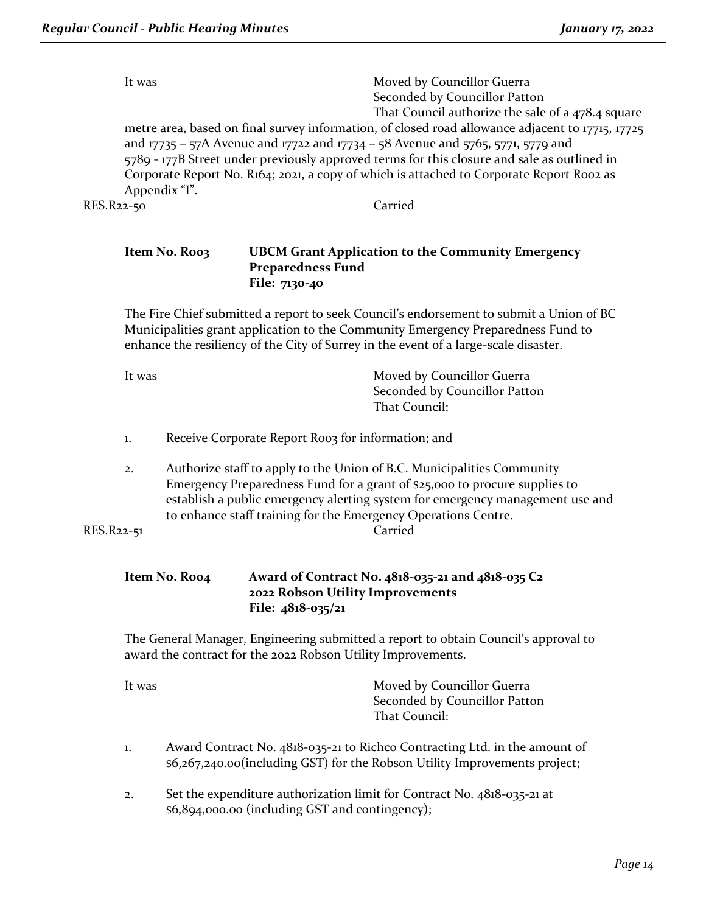It was Moved by Councillor Guerra
Seconded by Councillor Patton
That Council authorize the sale of a 478.4 square metre area, based on final survey information, of closed road allowance adjacent to 17715, 17725 and 17735 – 57A Avenue and 17722 and 17734 – 58 Avenue and 5765, 5771, 5779 and 5789 - 177B Street under previously approved terms for this closure and sale as outlined in Corporate Report No. R164; 2021, a copy of which is attached to Corporate Report R002 as Appendix "I".

RES.R22-50 Carried

**Item No. R003 UBCM Grant Application to the Community Emergency Preparedness Fund**
**File: 7130-40**

The Fire Chief submitted a report to seek Council's endorsement to submit a Union of BC Municipalities grant application to the Community Emergency Preparedness Fund to enhance the resiliency of the City of Surrey in the event of a large-scale disaster.

It was Moved by Councillor Guerra
Seconded by Councillor Patton
That Council:

1. Receive Corporate Report R003 for information; and
2. Authorize staff to apply to the Union of B.C. Municipalities Community Emergency Preparedness Fund for a grant of $25,000 to procure supplies to establish a public emergency alerting system for emergency management use and to enhance staff training for the Emergency Operations Centre.

RES.R22-51 Carried

**Item No. R004 Award of Contract No. 4818-035-21 and 4818-035 C2**
**2022 Robson Utility Improvements**
**File: 4818-035/21**

The General Manager, Engineering submitted a report to obtain Council's approval to award the contract for the 2022 Robson Utility Improvements.

It was Moved by Councillor Guerra
Seconded by Councillor Patton
That Council:

1. Award Contract No. 4818-035-21 to Richco Contracting Ltd. in the amount of $6,267,240.00(including GST) for the Robson Utility Improvements project;
2. Set the expenditure authorization limit for Contract No. 4818-035-21 at $6,894,000.00 (including GST and contingency);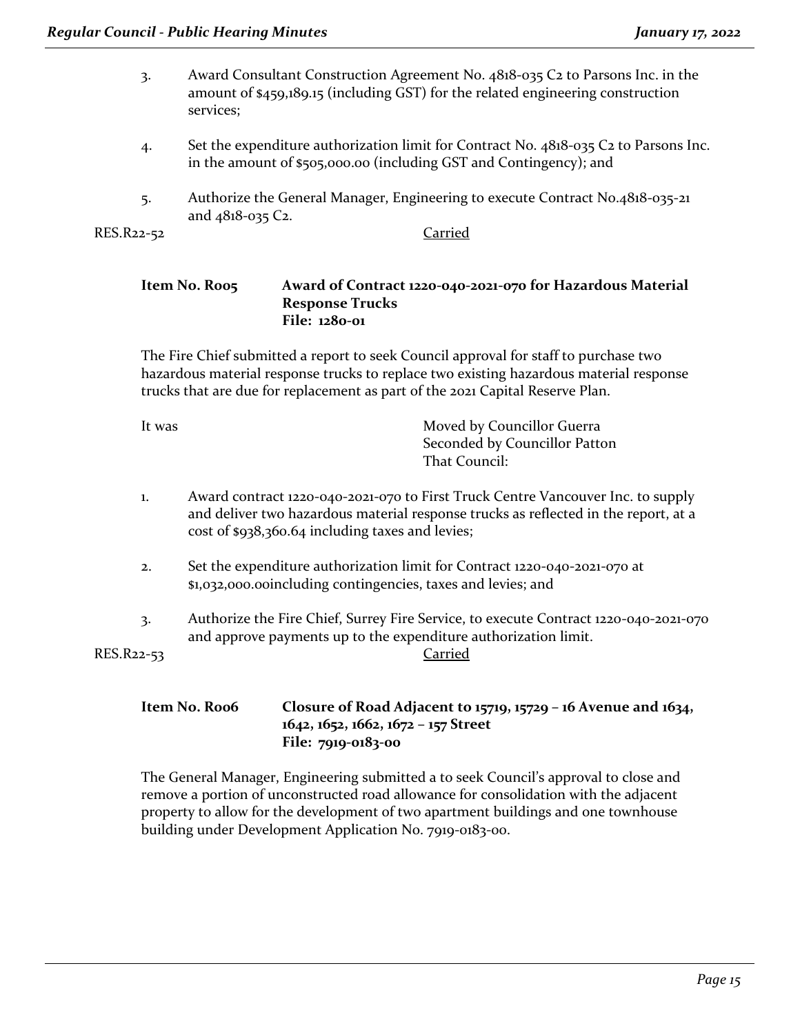3. Award Consultant Construction Agreement No. 4818-035 C2 to Parsons Inc. in the amount of $459,189.15 (including GST) for the related engineering construction services;

4. Set the expenditure authorization limit for Contract No. 4818-035 C2 to Parsons Inc. in the amount of $505,000.00 (including GST and Contingency); and

5. Authorize the General Manager, Engineering to execute Contract No.4818-035-21 and 4818-035 C2.

RES.R22-52 Carried

**Item No. R005 Award of Contract 1220-040-2021-070 for Hazardous Material Response Trucks**
**File: 1280-01**

The Fire Chief submitted a report to seek Council approval for staff to purchase two hazardous material response trucks to replace two existing hazardous material response trucks that are due for replacement as part of the 2021 Capital Reserve Plan.

It was Moved by Councillor Guerra
Seconded by Councillor Patton
That Council:

1. Award contract 1220-040-2021-070 to First Truck Centre Vancouver Inc. to supply and deliver two hazardous material response trucks as reflected in the report, at a cost of $938,360.64 including taxes and levies;

2. Set the expenditure authorization limit for Contract 1220-040-2021-070 at $1,032,000.00including contingencies, taxes and levies; and

3. Authorize the Fire Chief, Surrey Fire Service, to execute Contract 1220-040-2021-070 and approve payments up to the expenditure authorization limit.

RES.R22-53 Carried

**Item No. R006 Closure of Road Adjacent to 15719, 15729 – 16 Avenue and 1634, 1642, 1652, 1662, 1672 – 157 Street**
**File: 7919-0183-00**

The General Manager, Engineering submitted a to seek Council's approval to close and remove a portion of unconstructed road allowance for consolidation with the adjacent property to allow for the development of two apartment buildings and one townhouse building under Development Application No. 7919-0183-00.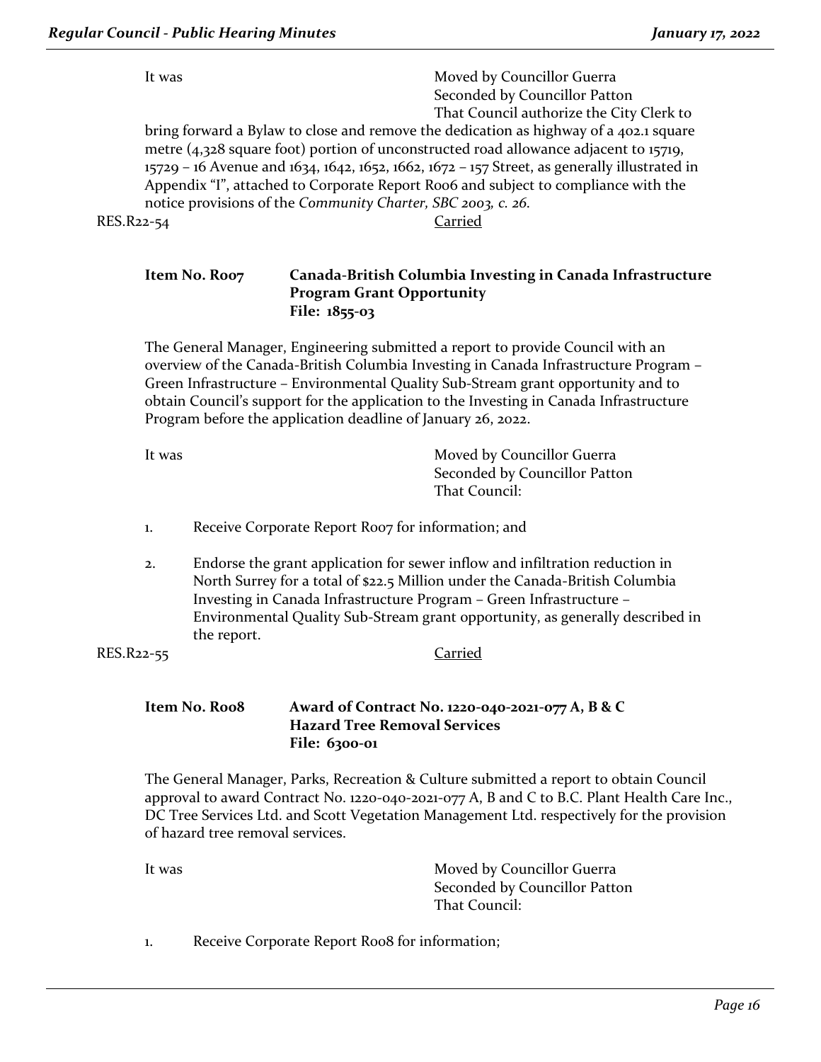It was Moved by Councillor Guerra
Seconded by Councillor Patton
That Council authorize the City Clerk to bring forward a Bylaw to close and remove the dedication as highway of a 402.1 square metre (4,328 square foot) portion of unconstructed road allowance adjacent to 15719, 15729 – 16 Avenue and 1634, 1642, 1652, 1662, 1672 – 157 Street, as generally illustrated in Appendix "I", attached to Corporate Report R006 and subject to compliance with the notice provisions of the *Community Charter, SBC 2003, c. 26.*

RES.R22-54 Carried

**Item No. R007 Canada-British Columbia Investing in Canada Infrastructure Program Grant Opportunity**
**File: 1855-03**

The General Manager, Engineering submitted a report to provide Council with an overview of the Canada-British Columbia Investing in Canada Infrastructure Program – Green Infrastructure – Environmental Quality Sub-Stream grant opportunity and to obtain Council's support for the application to the Investing in Canada Infrastructure Program before the application deadline of January 26, 2022.

It was Moved by Councillor Guerra
Seconded by Councillor Patton
That Council:

1. Receive Corporate Report R007 for information; and

2. Endorse the grant application for sewer inflow and infiltration reduction in North Surrey for a total of $22.5 Million under the Canada-British Columbia Investing in Canada Infrastructure Program – Green Infrastructure – Environmental Quality Sub-Stream grant opportunity, as generally described in the report.

RES.R22-55 Carried

**Item No. R008 Award of Contract No. 1220-040-2021-077 A, B & C Hazard Tree Removal Services**
**File: 6300-01**

The General Manager, Parks, Recreation & Culture submitted a report to obtain Council approval to award Contract No. 1220-040-2021-077 A, B and C to B.C. Plant Health Care Inc., DC Tree Services Ltd. and Scott Vegetation Management Ltd. respectively for the provision of hazard tree removal services.

It was Moved by Councillor Guerra
Seconded by Councillor Patton
That Council:

1. Receive Corporate Report R008 for information;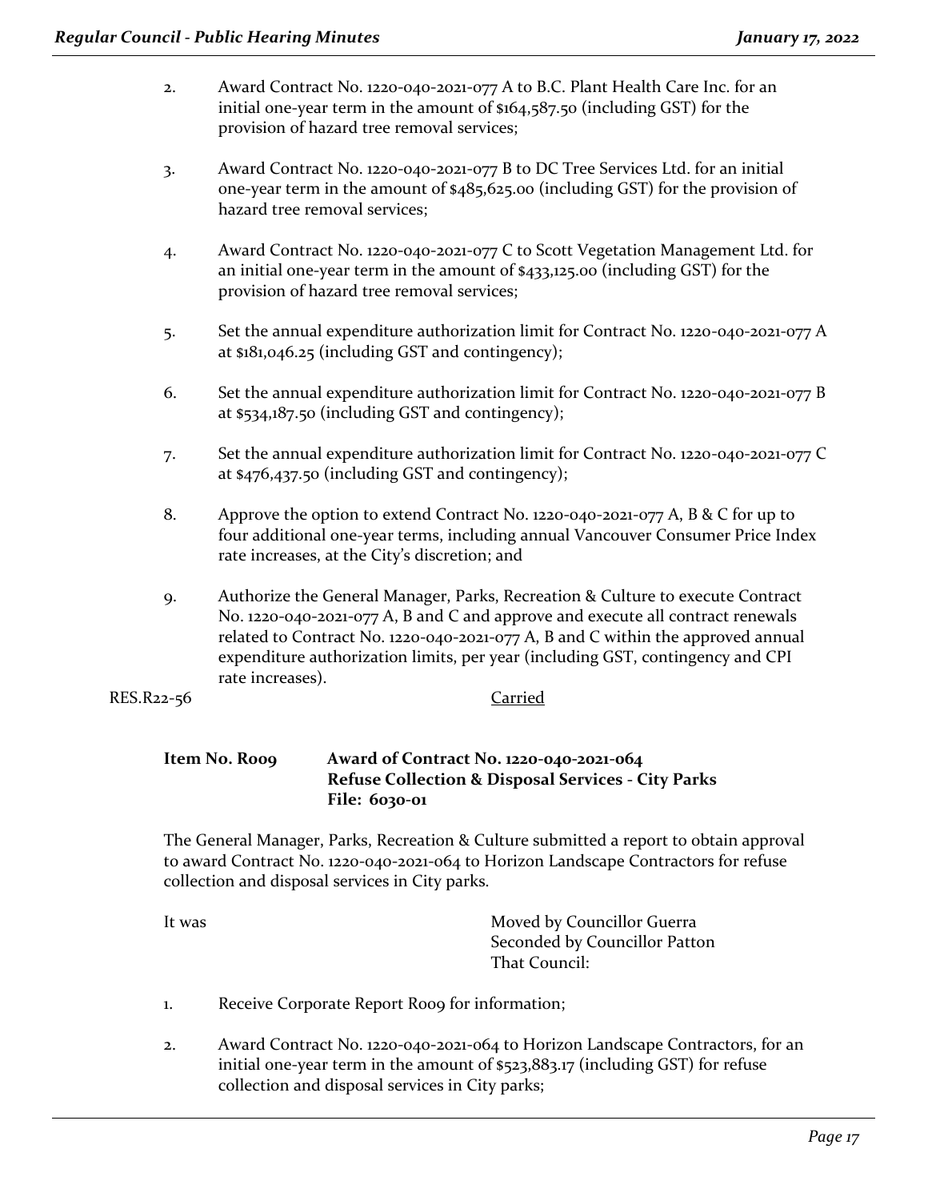2. Award Contract No. 1220-040-2021-077 A to B.C. Plant Health Care Inc. for an initial one-year term in the amount of $164,587.50 (including GST) for the provision of hazard tree removal services;

3. Award Contract No. 1220-040-2021-077 B to DC Tree Services Ltd. for an initial one-year term in the amount of $485,625.00 (including GST) for the provision of hazard tree removal services;

4. Award Contract No. 1220-040-2021-077 C to Scott Vegetation Management Ltd. for an initial one-year term in the amount of $433,125.00 (including GST) for the provision of hazard tree removal services;

5. Set the annual expenditure authorization limit for Contract No. 1220-040-2021-077 A at $181,046.25 (including GST and contingency);

6. Set the annual expenditure authorization limit for Contract No. 1220-040-2021-077 B at $534,187.50 (including GST and contingency);

7. Set the annual expenditure authorization limit for Contract No. 1220-040-2021-077 C at $476,437.50 (including GST and contingency);

8. Approve the option to extend Contract No. 1220-040-2021-077 A, B & C for up to four additional one-year terms, including annual Vancouver Consumer Price Index rate increases, at the City's discretion; and

9. Authorize the General Manager, Parks, Recreation & Culture to execute Contract No. 1220-040-2021-077 A, B and C and approve and execute all contract renewals related to Contract No. 1220-040-2021-077 A, B and C within the approved annual expenditure authorization limits, per year (including GST, contingency and CPI rate increases).

RES.R22-56 Carried

**Item No. R009 Award of Contract No. 1220-040-2021-064**
**Refuse Collection & Disposal Services - City Parks**
**File: 6030-01**

The General Manager, Parks, Recreation & Culture submitted a report to obtain approval to award Contract No. 1220-040-2021-064 to Horizon Landscape Contractors for refuse collection and disposal services in City parks.

It was Moved by Councillor Guerra
Seconded by Councillor Patton
That Council:

1. Receive Corporate Report R009 for information;

2. Award Contract No. 1220-040-2021-064 to Horizon Landscape Contractors, for an initial one-year term in the amount of $523,883.17 (including GST) for refuse collection and disposal services in City parks;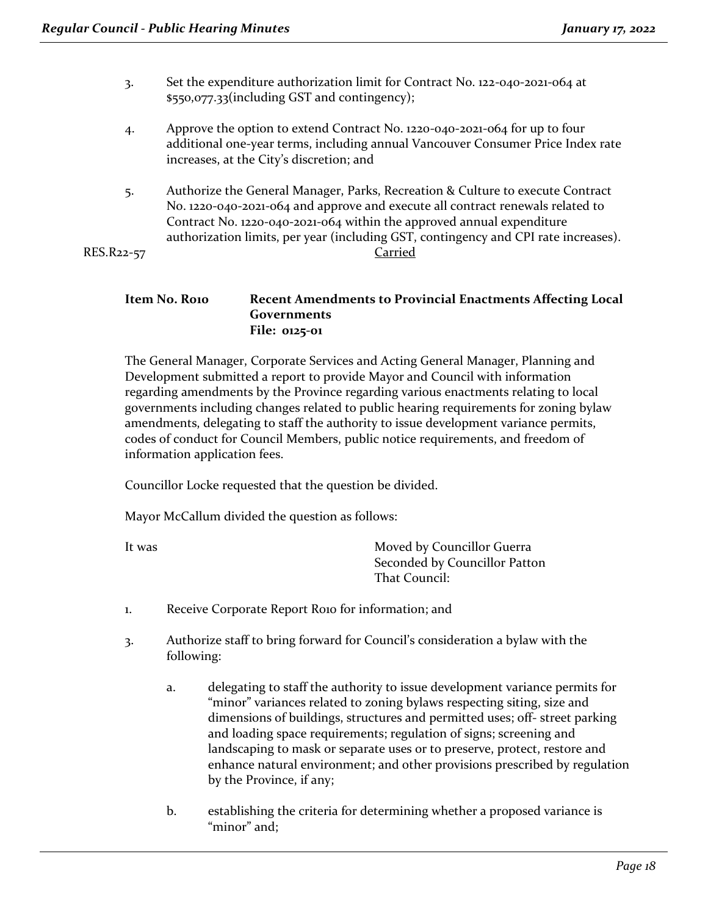3. Set the expenditure authorization limit for Contract No. 122-040-2021-064 at $550,077.33(including GST and contingency);

4. Approve the option to extend Contract No. 1220-040-2021-064 for up to four additional one-year terms, including annual Vancouver Consumer Price Index rate increases, at the City's discretion; and

5. Authorize the General Manager, Parks, Recreation & Culture to execute Contract No. 1220-040-2021-064 and approve and execute all contract renewals related to Contract No. 1220-040-2021-064 within the approved annual expenditure authorization limits, per year (including GST, contingency and CPI rate increases).

RES.R22-57 Carried

**Item No. R010 Recent Amendments to Provincial Enactments Affecting Local Governments**
**File: 0125-01**

The General Manager, Corporate Services and Acting General Manager, Planning and Development submitted a report to provide Mayor and Council with information regarding amendments by the Province regarding various enactments relating to local governments including changes related to public hearing requirements for zoning bylaw amendments, delegating to staff the authority to issue development variance permits, codes of conduct for Council Members, public notice requirements, and freedom of information application fees.

Councillor Locke requested that the question be divided.

Mayor McCallum divided the question as follows:

It was
Moved by Councillor Guerra
Seconded by Councillor Patton
That Council:

1. Receive Corporate Report R010 for information; and

3. Authorize staff to bring forward for Council's consideration a bylaw with the following:

   a. delegating to staff the authority to issue development variance permits for "minor" variances related to zoning bylaws respecting siting, size and dimensions of buildings, structures and permitted uses; off- street parking and loading space requirements; regulation of signs; screening and landscaping to mask or separate uses or to preserve, protect, restore and enhance natural environment; and other provisions prescribed by regulation by the Province, if any;

   b. establishing the criteria for determining whether a proposed variance is "minor" and;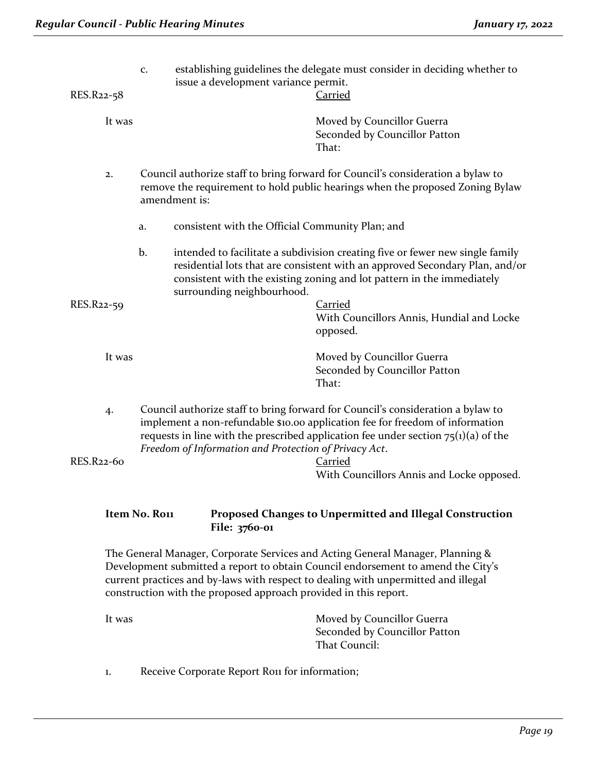c. establishing guidelines the delegate must consider in deciding whether to issue a development variance permit.

RES.R22-58 Carried

It was Moved by Councillor Guerra
Seconded by Councillor Patton
That:

2. Council authorize staff to bring forward for Council's consideration a bylaw to remove the requirement to hold public hearings when the proposed Zoning Bylaw amendment is:

   a. consistent with the Official Community Plan; and

   b. intended to facilitate a subdivision creating five or fewer new single family residential lots that are consistent with an approved Secondary Plan, and/or consistent with the existing zoning and lot pattern in the immediately surrounding neighbourhood.

RES.R22-59 Carried
With Councillors Annis, Hundial and Locke opposed.

It was Moved by Councillor Guerra
Seconded by Councillor Patton
That:

4. Council authorize staff to bring forward for Council's consideration a bylaw to implement a non-refundable $10.00 application fee for freedom of information requests in line with the prescribed application fee under section 75(1)(a) of the *Freedom of Information and Protection of Privacy Act*.

RES.R22-60 Carried
With Councillors Annis and Locke opposed.

**Item No. R011 Proposed Changes to Unpermitted and Illegal Construction**
**File: 3760-01**

The General Manager, Corporate Services and Acting General Manager, Planning & Development submitted a report to obtain Council endorsement to amend the City's current practices and by-laws with respect to dealing with unpermitted and illegal construction with the proposed approach provided in this report.

It was Moved by Councillor Guerra
Seconded by Councillor Patton
That Council:

1. Receive Corporate Report R011 for information;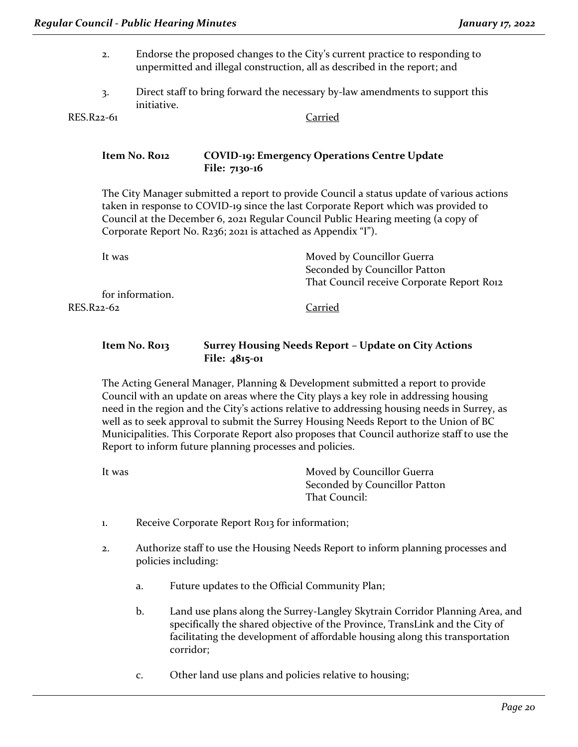2. Endorse the proposed changes to the City's current practice to responding to unpermitted and illegal construction, all as described in the report; and

3. Direct staff to bring forward the necessary by-law amendments to support this initiative.

RES.R22-61 Carried

**Item No. R012 COVID-19: Emergency Operations Centre Update**
**File: 7130-16**

The City Manager submitted a report to provide Council a status update of various actions taken in response to COVID-19 since the last Corporate Report which was provided to Council at the December 6, 2021 Regular Council Public Hearing meeting (a copy of Corporate Report No. R236; 2021 is attached as Appendix "I").

It was Moved by Councillor Guerra
Seconded by Councillor Patton
That Council receive Corporate Report R012 for information.

RES.R22-62 Carried

**Item No. R013 Surrey Housing Needs Report – Update on City Actions**
**File: 4815-01**

The Acting General Manager, Planning & Development submitted a report to provide Council with an update on areas where the City plays a key role in addressing housing need in the region and the City's actions relative to addressing housing needs in Surrey, as well as to seek approval to submit the Surrey Housing Needs Report to the Union of BC Municipalities. This Corporate Report also proposes that Council authorize staff to use the Report to inform future planning processes and policies.

It was Moved by Councillor Guerra
Seconded by Councillor Patton
That Council:

1. Receive Corporate Report R013 for information;

2. Authorize staff to use the Housing Needs Report to inform planning processes and policies including:

   a. Future updates to the Official Community Plan;

   b. Land use plans along the Surrey-Langley Skytrain Corridor Planning Area, and specifically the shared objective of the Province, TransLink and the City of facilitating the development of affordable housing along this transportation corridor;

   c. Other land use plans and policies relative to housing;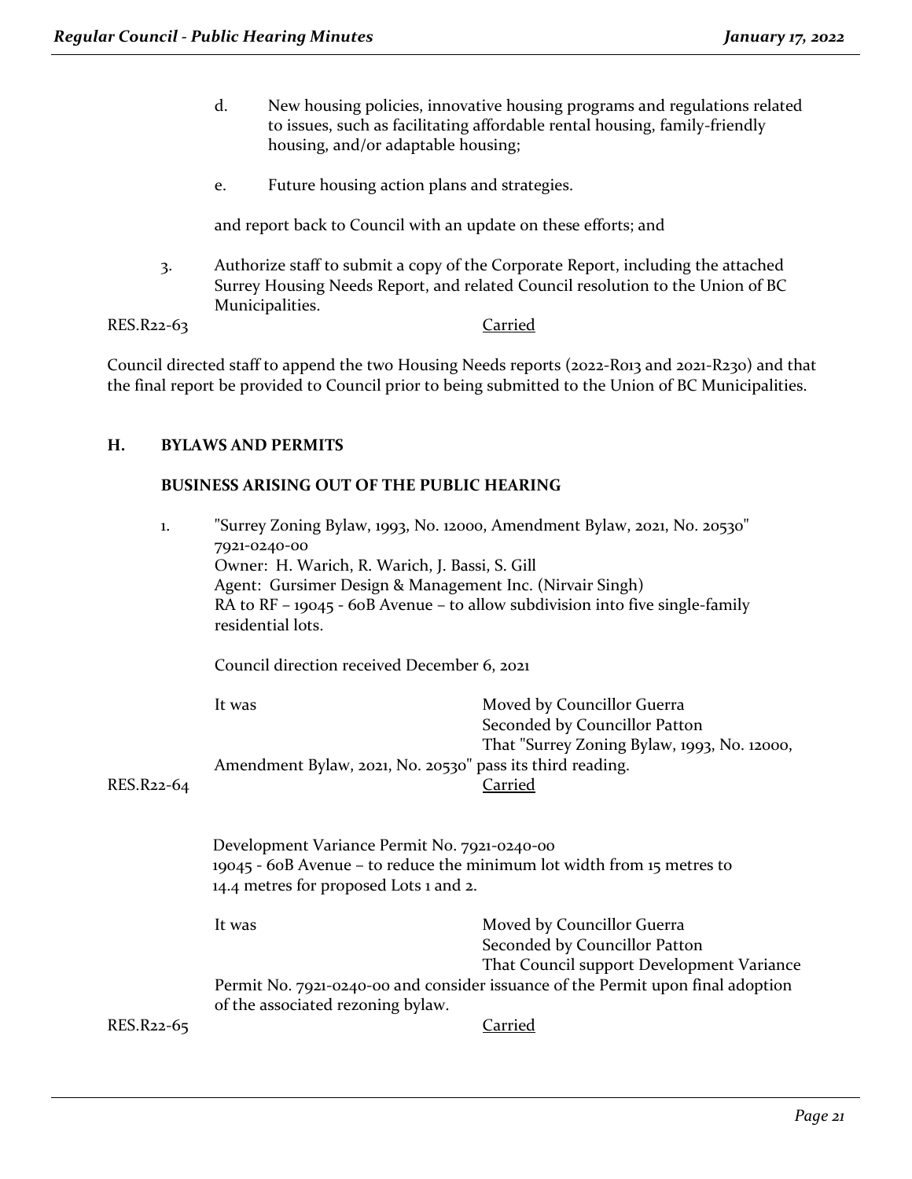d. New housing policies, innovative housing programs and regulations related to issues, such as facilitating affordable rental housing, family-friendly housing, and/or adaptable housing;

e. Future housing action plans and strategies.

and report back to Council with an update on these efforts; and

3. Authorize staff to submit a copy of the Corporate Report, including the attached Surrey Housing Needs Report, and related Council resolution to the Union of BC Municipalities.

RES.R22-63 Carried

Council directed staff to append the two Housing Needs reports (2022-R013 and 2021-R230) and that the final report be provided to Council prior to being submitted to the Union of BC Municipalities.

## H. BYLAWS AND PERMITS

### BUSINESS ARISING OUT OF THE PUBLIC HEARING

1. "Surrey Zoning Bylaw, 1993, No. 12000, Amendment Bylaw, 2021, No. 20530"
7921-0240-00
Owner: H. Warich, R. Warich, J. Bassi, S. Gill
Agent: Gursimer Design & Management Inc. (Nirvair Singh)
RA to RF – 19045 - 60B Avenue – to allow subdivision into five single-family residential lots.

Council direction received December 6, 2021

It was Moved by Councillor Guerra
Seconded by Councillor Patton
That "Surrey Zoning Bylaw, 1993, No. 12000, Amendment Bylaw, 2021, No. 20530" pass its third reading.

RES.R22-64 Carried

Development Variance Permit No. 7921-0240-00
19045 - 60B Avenue – to reduce the minimum lot width from 15 metres to 14.4 metres for proposed Lots 1 and 2.

It was Moved by Councillor Guerra
Seconded by Councillor Patton
That Council support Development Variance Permit No. 7921-0240-00 and consider issuance of the Permit upon final adoption of the associated rezoning bylaw.

RES.R22-65 Carried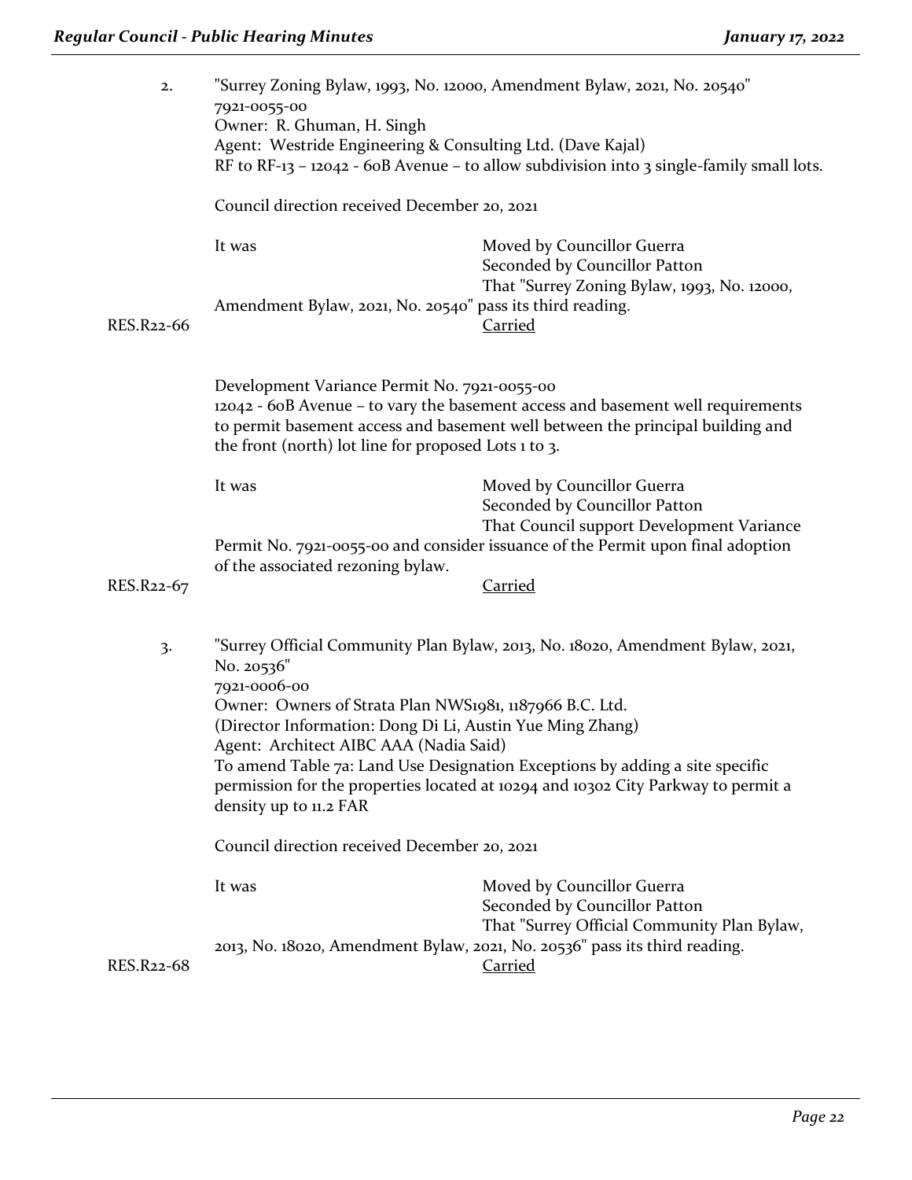2. "Surrey Zoning Bylaw, 1993, No. 12000, Amendment Bylaw, 2021, No. 20540"
7921-0055-00
Owner: R. Ghuman, H. Singh
Agent: Westride Engineering & Consulting Ltd. (Dave Kajal)
RF to RF-13 – 12042 - 60B Avenue – to allow subdivision into 3 single-family small lots.

Council direction received December 20, 2021

It was Moved by Councillor Guerra
Seconded by Councillor Patton
That "Surrey Zoning Bylaw, 1993, No. 12000, Amendment Bylaw, 2021, No. 20540" pass its third reading.

RES.R22-66 Carried

Development Variance Permit No. 7921-0055-00
12042 - 60B Avenue – to vary the basement access and basement well requirements to permit basement access and basement well between the principal building and the front (north) lot line for proposed Lots 1 to 3.

It was Moved by Councillor Guerra
Seconded by Councillor Patton
That Council support Development Variance Permit No. 7921-0055-00 and consider issuance of the Permit upon final adoption of the associated rezoning bylaw.

RES.R22-67 Carried

3. "Surrey Official Community Plan Bylaw, 2013, No. 18020, Amendment Bylaw, 2021, No. 20536"
7921-0006-00
Owner: Owners of Strata Plan NWS1981, 1187966 B.C. Ltd.
(Director Information: Dong Di Li, Austin Yue Ming Zhang)
Agent: Architect AIBC AAA (Nadia Said)
To amend Table 7a: Land Use Designation Exceptions by adding a site specific permission for the properties located at 10294 and 10302 City Parkway to permit a density up to 11.2 FAR

Council direction received December 20, 2021

It was Moved by Councillor Guerra
Seconded by Councillor Patton
That "Surrey Official Community Plan Bylaw, 2013, No. 18020, Amendment Bylaw, 2021, No. 20536" pass its third reading.

RES.R22-68 Carried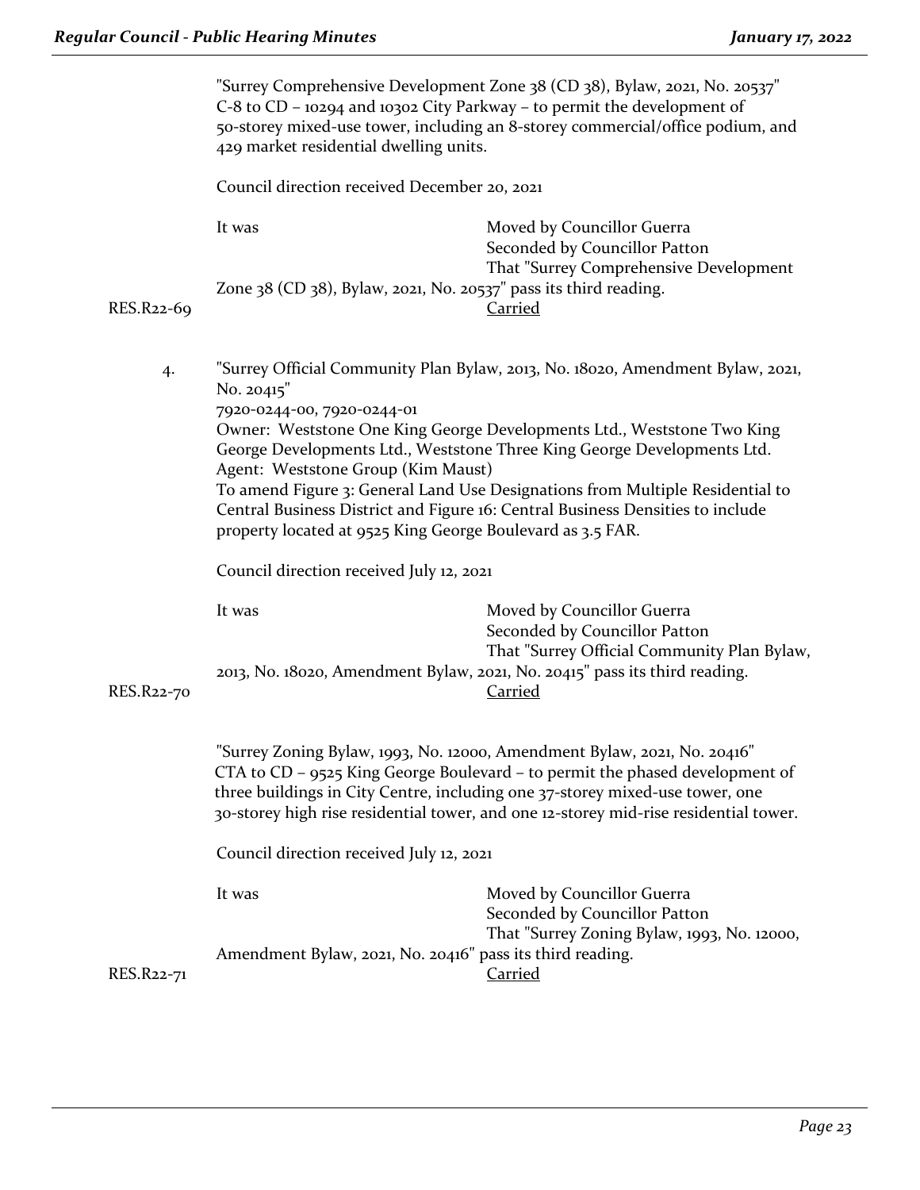"Surrey Comprehensive Development Zone 38 (CD 38), Bylaw, 2021, No. 20537"
C-8 to CD – 10294 and 10302 City Parkway – to permit the development of 50-storey mixed-use tower, including an 8-storey commercial/office podium, and 429 market residential dwelling units.

Council direction received December 20, 2021

It was — Moved by Councillor Guerra
Seconded by Councillor Patton
That "Surrey Comprehensive Development Zone 38 (CD 38), Bylaw, 2021, No. 20537" pass its third reading.

RES.R22-69 — Carried

4. "Surrey Official Community Plan Bylaw, 2013, No. 18020, Amendment Bylaw, 2021, No. 20415"
7920-0244-00, 7920-0244-01
Owner: Weststone One King George Developments Ltd., Weststone Two King George Developments Ltd., Weststone Three King George Developments Ltd.
Agent: Weststone Group (Kim Maust)
To amend Figure 3: General Land Use Designations from Multiple Residential to Central Business District and Figure 16: Central Business Densities to include property located at 9525 King George Boulevard as 3.5 FAR.

Council direction received July 12, 2021

It was — Moved by Councillor Guerra
Seconded by Councillor Patton
That "Surrey Official Community Plan Bylaw, 2013, No. 18020, Amendment Bylaw, 2021, No. 20415" pass its third reading.

RES.R22-70 — Carried

"Surrey Zoning Bylaw, 1993, No. 12000, Amendment Bylaw, 2021, No. 20416"
CTA to CD – 9525 King George Boulevard – to permit the phased development of three buildings in City Centre, including one 37-storey mixed-use tower, one 30-storey high rise residential tower, and one 12-storey mid-rise residential tower.

Council direction received July 12, 2021

It was — Moved by Councillor Guerra
Seconded by Councillor Patton
That "Surrey Zoning Bylaw, 1993, No. 12000, Amendment Bylaw, 2021, No. 20416" pass its third reading.

RES.R22-71 — Carried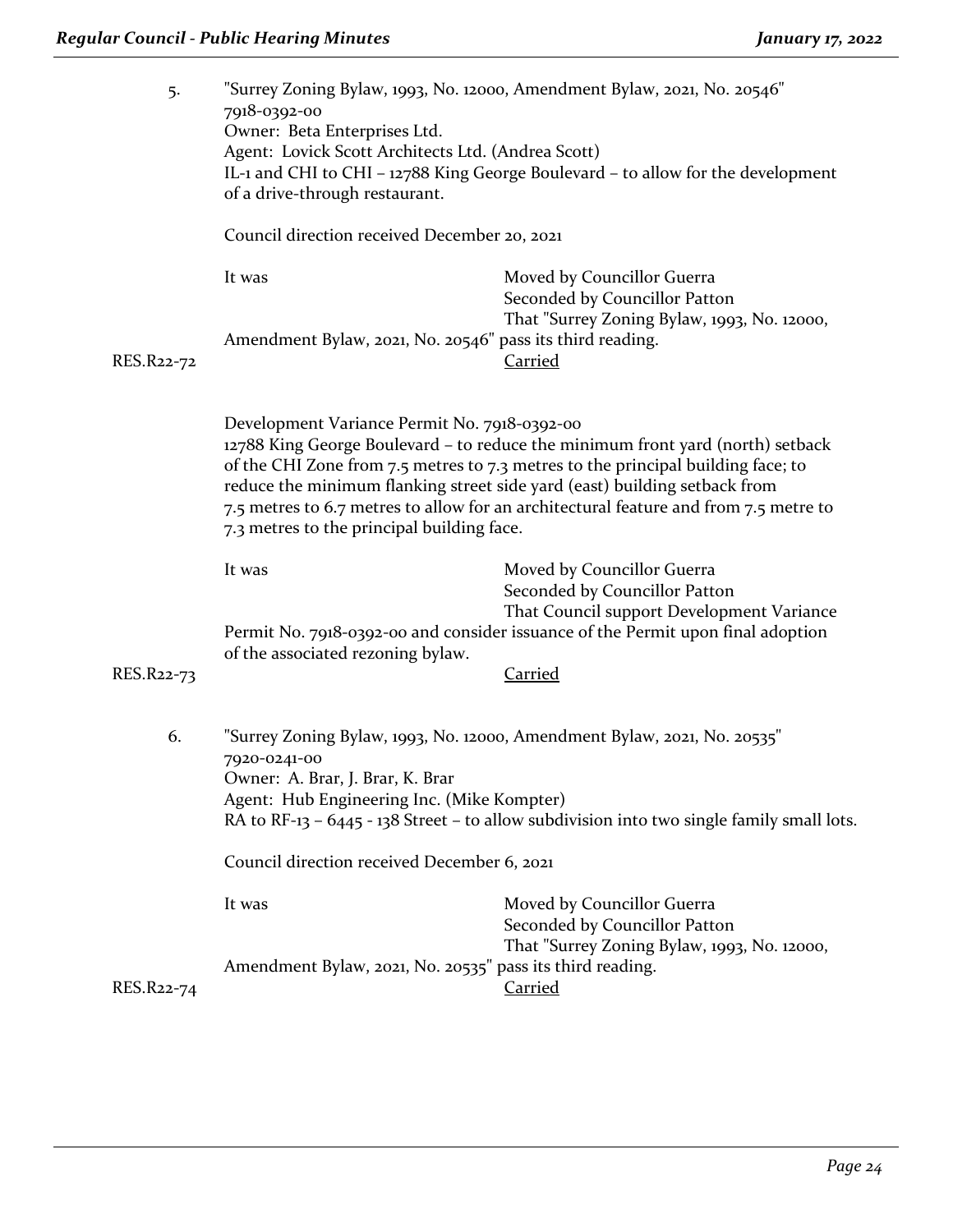5. "Surrey Zoning Bylaw, 1993, No. 12000, Amendment Bylaw, 2021, No. 20546"
7918-0392-00
Owner: Beta Enterprises Ltd.
Agent: Lovick Scott Architects Ltd. (Andrea Scott)
IL-1 and CHI to CHI – 12788 King George Boulevard – to allow for the development of a drive-through restaurant.

Council direction received December 20, 2021

It was Moved by Councillor Guerra
Seconded by Councillor Patton
That "Surrey Zoning Bylaw, 1993, No. 12000, Amendment Bylaw, 2021, No. 20546" pass its third reading.

RES.R22-72 Carried

Development Variance Permit No. 7918-0392-00
12788 King George Boulevard – to reduce the minimum front yard (north) setback of the CHI Zone from 7.5 metres to 7.3 metres to the principal building face; to reduce the minimum flanking street side yard (east) building setback from 7.5 metres to 6.7 metres to allow for an architectural feature and from 7.5 metre to 7.3 metres to the principal building face.

It was Moved by Councillor Guerra
Seconded by Councillor Patton
That Council support Development Variance Permit No. 7918-0392-00 and consider issuance of the Permit upon final adoption of the associated rezoning bylaw.

RES.R22-73 Carried

6. "Surrey Zoning Bylaw, 1993, No. 12000, Amendment Bylaw, 2021, No. 20535"
7920-0241-00
Owner: A. Brar, J. Brar, K. Brar
Agent: Hub Engineering Inc. (Mike Kompter)
RA to RF-13 – 6445 - 138 Street – to allow subdivision into two single family small lots.

Council direction received December 6, 2021

It was Moved by Councillor Guerra
Seconded by Councillor Patton
That "Surrey Zoning Bylaw, 1993, No. 12000, Amendment Bylaw, 2021, No. 20535" pass its third reading.

RES.R22-74 Carried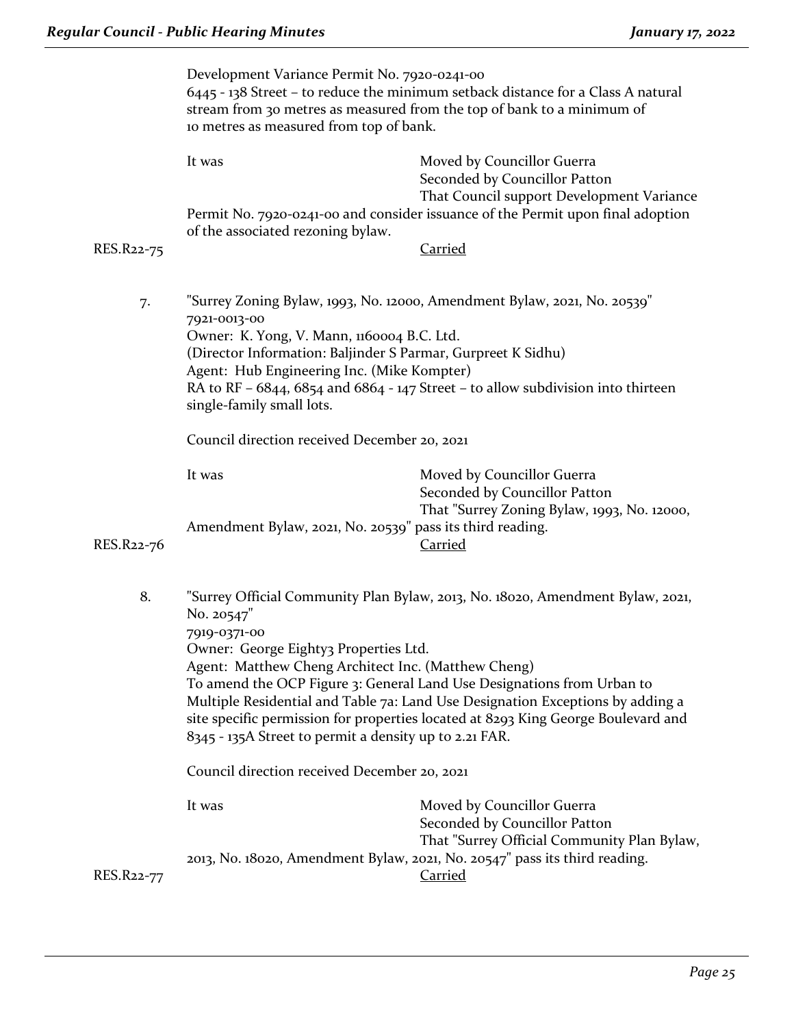Development Variance Permit No. 7920-0241-00
6445 - 138 Street – to reduce the minimum setback distance for a Class A natural stream from 30 metres as measured from the top of bank to a minimum of 10 metres as measured from top of bank.

It was
Moved by Councillor Guerra
Seconded by Councillor Patton
That Council support Development Variance Permit No. 7920-0241-00 and consider issuance of the Permit upon final adoption of the associated rezoning bylaw.

RES.R22-75
Carried

7. "Surrey Zoning Bylaw, 1993, No. 12000, Amendment Bylaw, 2021, No. 20539"
7921-0013-00
Owner: K. Yong, V. Mann, 1160004 B.C. Ltd.
(Director Information: Baljinder S Parmar, Gurpreet K Sidhu)
Agent: Hub Engineering Inc. (Mike Kompter)
RA to RF – 6844, 6854 and 6864 - 147 Street – to allow subdivision into thirteen single-family small lots.

Council direction received December 20, 2021

It was
Moved by Councillor Guerra
Seconded by Councillor Patton
That "Surrey Zoning Bylaw, 1993, No. 12000, Amendment Bylaw, 2021, No. 20539" pass its third reading.

RES.R22-76
Carried

8. "Surrey Official Community Plan Bylaw, 2013, No. 18020, Amendment Bylaw, 2021, No. 20547"
7919-0371-00
Owner: George Eighty3 Properties Ltd.
Agent: Matthew Cheng Architect Inc. (Matthew Cheng)
To amend the OCP Figure 3: General Land Use Designations from Urban to Multiple Residential and Table 7a: Land Use Designation Exceptions by adding a site specific permission for properties located at 8293 King George Boulevard and 8345 - 135A Street to permit a density up to 2.21 FAR.

Council direction received December 20, 2021

It was
Moved by Councillor Guerra
Seconded by Councillor Patton
That "Surrey Official Community Plan Bylaw, 2013, No. 18020, Amendment Bylaw, 2021, No. 20547" pass its third reading.

RES.R22-77
Carried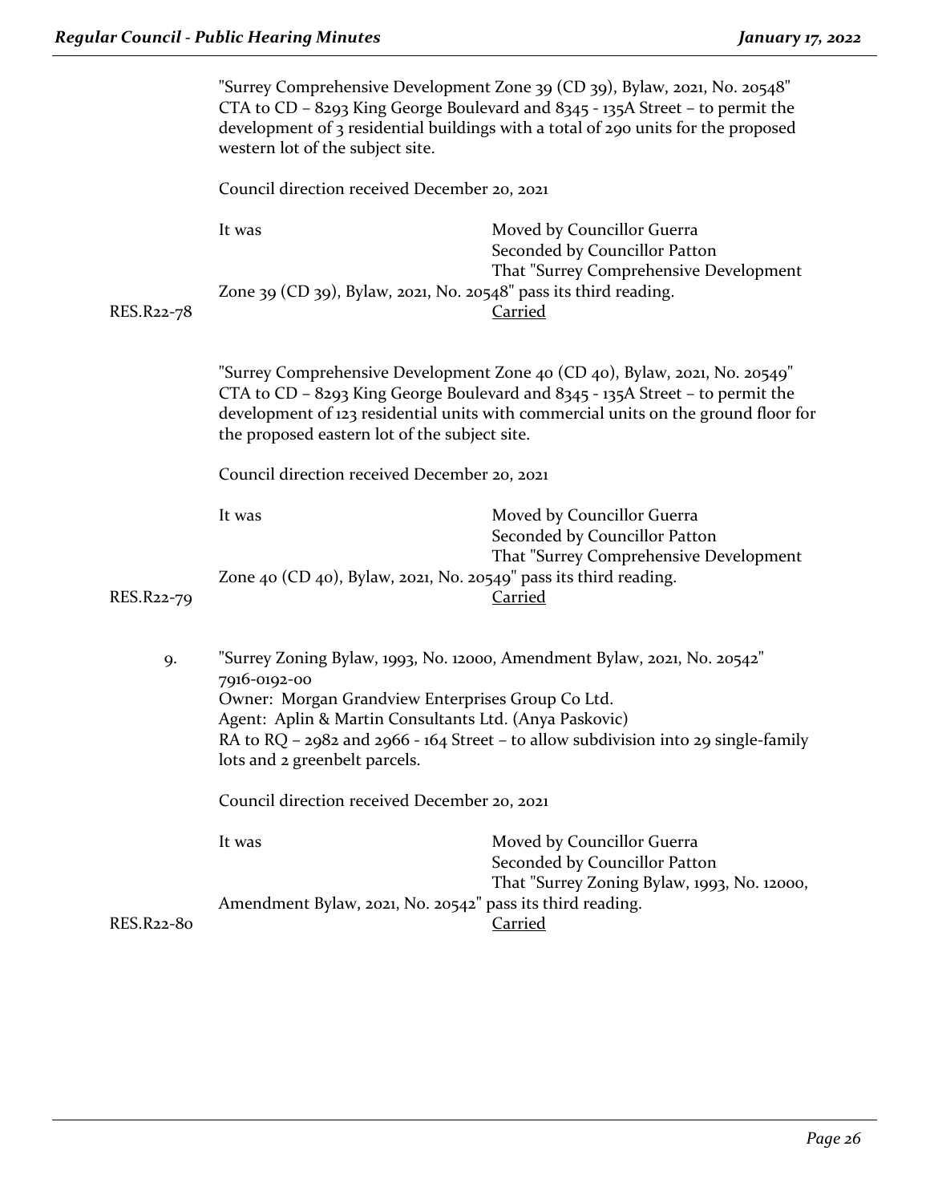"Surrey Comprehensive Development Zone 39 (CD 39), Bylaw, 2021, No. 20548"
CTA to CD – 8293 King George Boulevard and 8345 - 135A Street – to permit the development of 3 residential buildings with a total of 290 units for the proposed western lot of the subject site.

Council direction received December 20, 2021

It was Moved by Councillor Guerra
Seconded by Councillor Patton
That "Surrey Comprehensive Development Zone 39 (CD 39), Bylaw, 2021, No. 20548" pass its third reading.

RES.R22-78 Carried

"Surrey Comprehensive Development Zone 40 (CD 40), Bylaw, 2021, No. 20549"
CTA to CD – 8293 King George Boulevard and 8345 - 135A Street – to permit the development of 123 residential units with commercial units on the ground floor for the proposed eastern lot of the subject site.

Council direction received December 20, 2021

It was Moved by Councillor Guerra
Seconded by Councillor Patton
That "Surrey Comprehensive Development Zone 40 (CD 40), Bylaw, 2021, No. 20549" pass its third reading.

RES.R22-79 Carried

9. "Surrey Zoning Bylaw, 1993, No. 12000, Amendment Bylaw, 2021, No. 20542"
7916-0192-00
Owner: Morgan Grandview Enterprises Group Co Ltd.
Agent: Aplin & Martin Consultants Ltd. (Anya Paskovic)
RA to RQ – 2982 and 2966 - 164 Street – to allow subdivision into 29 single-family lots and 2 greenbelt parcels.

Council direction received December 20, 2021

It was Moved by Councillor Guerra
Seconded by Councillor Patton
That "Surrey Zoning Bylaw, 1993, No. 12000, Amendment Bylaw, 2021, No. 20542" pass its third reading.

RES.R22-80 Carried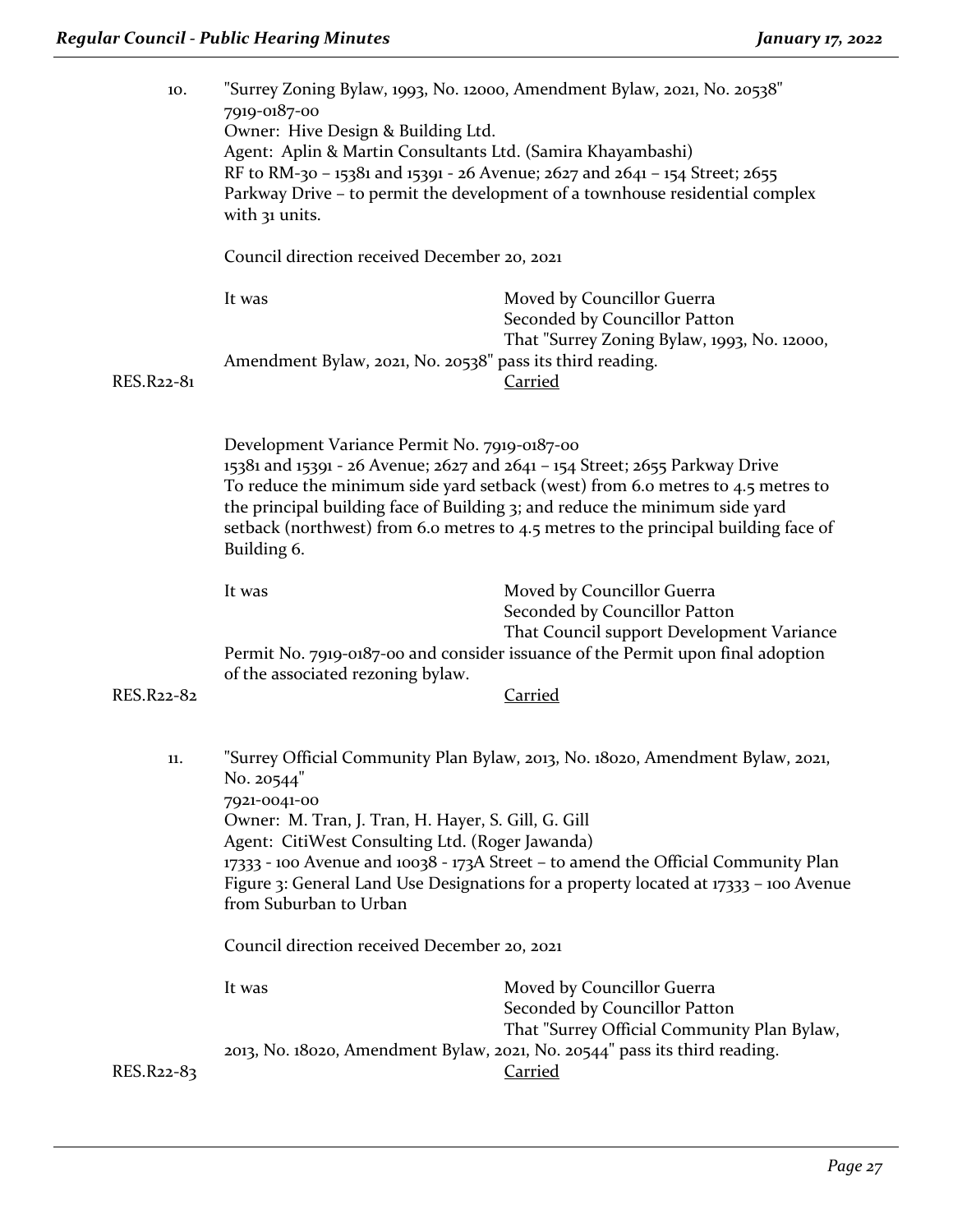10. "Surrey Zoning Bylaw, 1993, No. 12000, Amendment Bylaw, 2021, No. 20538"
7919-0187-00
Owner: Hive Design & Building Ltd.
Agent: Aplin & Martin Consultants Ltd. (Samira Khayambashi)
RF to RM-30 – 15381 and 15391 - 26 Avenue; 2627 and 2641 – 154 Street; 2655 Parkway Drive – to permit the development of a townhouse residential complex with 31 units.

Council direction received December 20, 2021

It was Moved by Councillor Guerra
Seconded by Councillor Patton
That "Surrey Zoning Bylaw, 1993, No. 12000, Amendment Bylaw, 2021, No. 20538" pass its third reading.

RES.R22-81 Carried

Development Variance Permit No. 7919-0187-00
15381 and 15391 - 26 Avenue; 2627 and 2641 – 154 Street; 2655 Parkway Drive
To reduce the minimum side yard setback (west) from 6.0 metres to 4.5 metres to the principal building face of Building 3; and reduce the minimum side yard setback (northwest) from 6.0 metres to 4.5 metres to the principal building face of Building 6.

It was Moved by Councillor Guerra
Seconded by Councillor Patton
That Council support Development Variance Permit No. 7919-0187-00 and consider issuance of the Permit upon final adoption of the associated rezoning bylaw.

RES.R22-82 Carried

11. "Surrey Official Community Plan Bylaw, 2013, No. 18020, Amendment Bylaw, 2021, No. 20544"
7921-0041-00
Owner: M. Tran, J. Tran, H. Hayer, S. Gill, G. Gill
Agent: CitiWest Consulting Ltd. (Roger Jawanda)
17333 - 100 Avenue and 10038 - 173A Street – to amend the Official Community Plan Figure 3: General Land Use Designations for a property located at 17333 – 100 Avenue from Suburban to Urban

Council direction received December 20, 2021

It was Moved by Councillor Guerra
Seconded by Councillor Patton
That "Surrey Official Community Plan Bylaw, 2013, No. 18020, Amendment Bylaw, 2021, No. 20544" pass its third reading.

RES.R22-83 Carried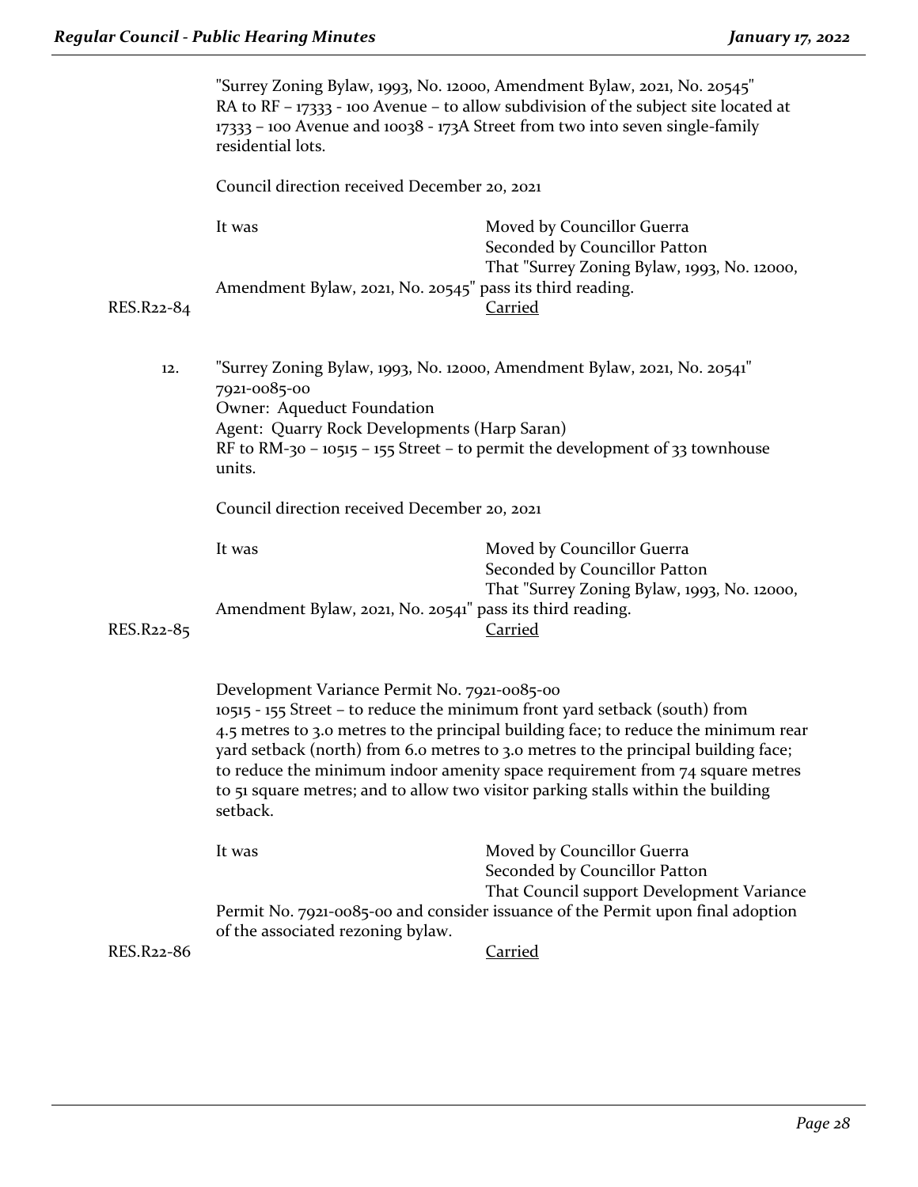"Surrey Zoning Bylaw, 1993, No. 12000, Amendment Bylaw, 2021, No. 20545"
RA to RF – 17333 - 100 Avenue – to allow subdivision of the subject site located at 17333 – 100 Avenue and 10038 - 173A Street from two into seven single-family residential lots.

Council direction received December 20, 2021

It was Moved by Councillor Guerra
Seconded by Councillor Patton
That "Surrey Zoning Bylaw, 1993, No. 12000, Amendment Bylaw, 2021, No. 20545" pass its third reading.

RES.R22-84 <u>Carried</u>

12. "Surrey Zoning Bylaw, 1993, No. 12000, Amendment Bylaw, 2021, No. 20541"
7921-0085-00
Owner: Aqueduct Foundation
Agent: Quarry Rock Developments (Harp Saran)
RF to RM-30 – 10515 – 155 Street – to permit the development of 33 townhouse units.

Council direction received December 20, 2021

It was Moved by Councillor Guerra
Seconded by Councillor Patton
That "Surrey Zoning Bylaw, 1993, No. 12000, Amendment Bylaw, 2021, No. 20541" pass its third reading.

RES.R22-85 <u>Carried</u>

Development Variance Permit No. 7921-0085-00
10515 - 155 Street – to reduce the minimum front yard setback (south) from 4.5 metres to 3.0 metres to the principal building face; to reduce the minimum rear yard setback (north) from 6.0 metres to 3.0 metres to the principal building face; to reduce the minimum indoor amenity space requirement from 74 square metres to 51 square metres; and to allow two visitor parking stalls within the building setback.

It was Moved by Councillor Guerra
Seconded by Councillor Patton
That Council support Development Variance Permit No. 7921-0085-00 and consider issuance of the Permit upon final adoption of the associated rezoning bylaw.

RES.R22-86 <u>Carried</u>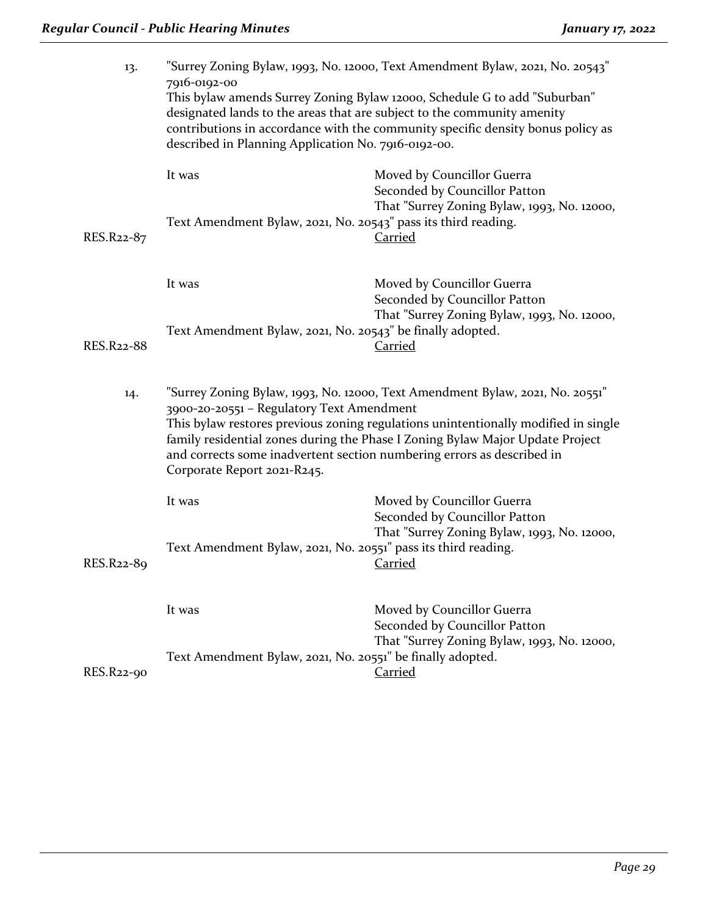13. "Surrey Zoning Bylaw, 1993, No. 12000, Text Amendment Bylaw, 2021, No. 20543"
7916-0192-00
This bylaw amends Surrey Zoning Bylaw 12000, Schedule G to add "Suburban" designated lands to the areas that are subject to the community amenity contributions in accordance with the community specific density bonus policy as described in Planning Application No. 7916-0192-00.

It was
Moved by Councillor Guerra
Seconded by Councillor Patton
That "Surrey Zoning Bylaw, 1993, No. 12000, Text Amendment Bylaw, 2021, No. 20543" pass its third reading.

RES.R22-87
Carried

It was
Moved by Councillor Guerra
Seconded by Councillor Patton
That "Surrey Zoning Bylaw, 1993, No. 12000, Text Amendment Bylaw, 2021, No. 20543" be finally adopted.

RES.R22-88
Carried

14. "Surrey Zoning Bylaw, 1993, No. 12000, Text Amendment Bylaw, 2021, No. 20551"
3900-20-20551 – Regulatory Text Amendment
This bylaw restores previous zoning regulations unintentionally modified in single family residential zones during the Phase I Zoning Bylaw Major Update Project and corrects some inadvertent section numbering errors as described in Corporate Report 2021-R245.

It was
Moved by Councillor Guerra
Seconded by Councillor Patton
That "Surrey Zoning Bylaw, 1993, No. 12000, Text Amendment Bylaw, 2021, No. 20551" pass its third reading.

RES.R22-89
Carried

It was
Moved by Councillor Guerra
Seconded by Councillor Patton
That "Surrey Zoning Bylaw, 1993, No. 12000, Text Amendment Bylaw, 2021, No. 20551" be finally adopted.

RES.R22-90
Carried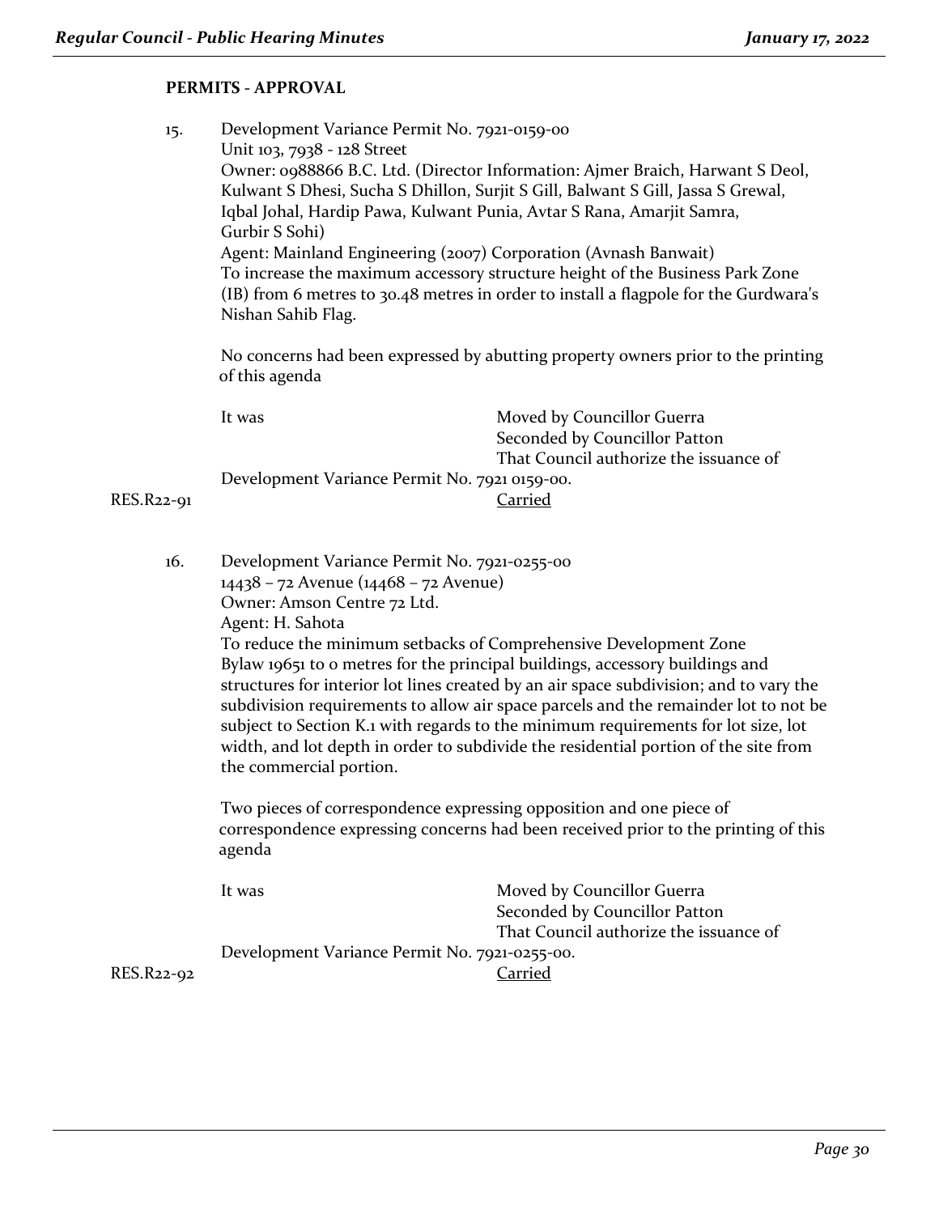## PERMITS - APPROVAL

15. Development Variance Permit No. 7921-0159-00
Unit 103, 7938 - 128 Street
Owner: 0988866 B.C. Ltd. (Director Information: Ajmer Braich, Harwant S Deol, Kulwant S Dhesi, Sucha S Dhillon, Surjit S Gill, Balwant S Gill, Jassa S Grewal, Iqbal Johal, Hardip Pawa, Kulwant Punia, Avtar S Rana, Amarjit Samra, Gurbir S Sohi)
Agent: Mainland Engineering (2007) Corporation (Avnash Banwait)
To increase the maximum accessory structure height of the Business Park Zone (IB) from 6 metres to 30.48 metres in order to install a flagpole for the Gurdwara's Nishan Sahib Flag.

No concerns had been expressed by abutting property owners prior to the printing of this agenda

It was Moved by Councillor Guerra
Seconded by Councillor Patton
That Council authorize the issuance of Development Variance Permit No. 7921 0159-00.

RES.R22-91 Carried

16. Development Variance Permit No. 7921-0255-00
14438 – 72 Avenue (14468 – 72 Avenue)
Owner: Amson Centre 72 Ltd.
Agent: H. Sahota
To reduce the minimum setbacks of Comprehensive Development Zone Bylaw 19651 to 0 metres for the principal buildings, accessory buildings and structures for interior lot lines created by an air space subdivision; and to vary the subdivision requirements to allow air space parcels and the remainder lot to not be subject to Section K.1 with regards to the minimum requirements for lot size, lot width, and lot depth in order to subdivide the residential portion of the site from the commercial portion.

Two pieces of correspondence expressing opposition and one piece of correspondence expressing concerns had been received prior to the printing of this agenda

It was Moved by Councillor Guerra
Seconded by Councillor Patton
That Council authorize the issuance of Development Variance Permit No. 7921-0255-00.

RES.R22-92 Carried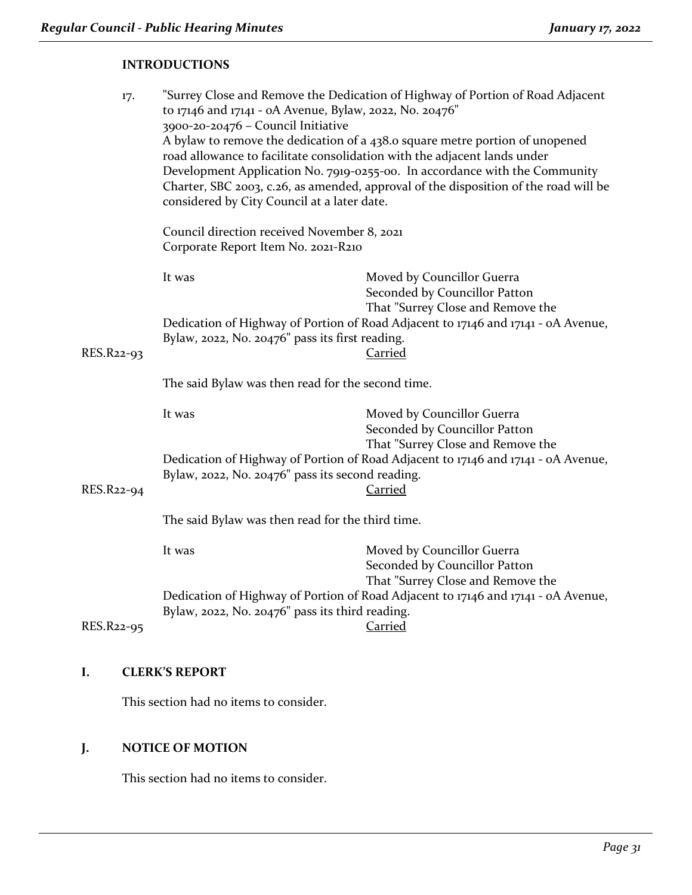**INTRODUCTIONS**

17. "Surrey Close and Remove the Dedication of Highway of Portion of Road Adjacent to 17146 and 17141 - 0A Avenue, Bylaw, 2022, No. 20476"
3900-20-20476 – Council Initiative
A bylaw to remove the dedication of a 438.0 square metre portion of unopened road allowance to facilitate consolidation with the adjacent lands under Development Application No. 7919-0255-00. In accordance with the Community Charter, SBC 2003, c.26, as amended, approval of the disposition of the road will be considered by City Council at a later date.

Council direction received November 8, 2021
Corporate Report Item No. 2021-R210

It was Moved by Councillor Guerra
Seconded by Councillor Patton
That "Surrey Close and Remove the Dedication of Highway of Portion of Road Adjacent to 17146 and 17141 - 0A Avenue, Bylaw, 2022, No. 20476" pass its first reading.

RES.R22-93 Carried

The said Bylaw was then read for the second time.

It was Moved by Councillor Guerra
Seconded by Councillor Patton
That "Surrey Close and Remove the Dedication of Highway of Portion of Road Adjacent to 17146 and 17141 - 0A Avenue, Bylaw, 2022, No. 20476" pass its second reading.

RES.R22-94 Carried

The said Bylaw was then read for the third time.

It was Moved by Councillor Guerra
Seconded by Councillor Patton
That "Surrey Close and Remove the Dedication of Highway of Portion of Road Adjacent to 17146 and 17141 - 0A Avenue, Bylaw, 2022, No. 20476" pass its third reading.

RES.R22-95 Carried

## I. CLERK'S REPORT

This section had no items to consider.

## J. NOTICE OF MOTION

This section had no items to consider.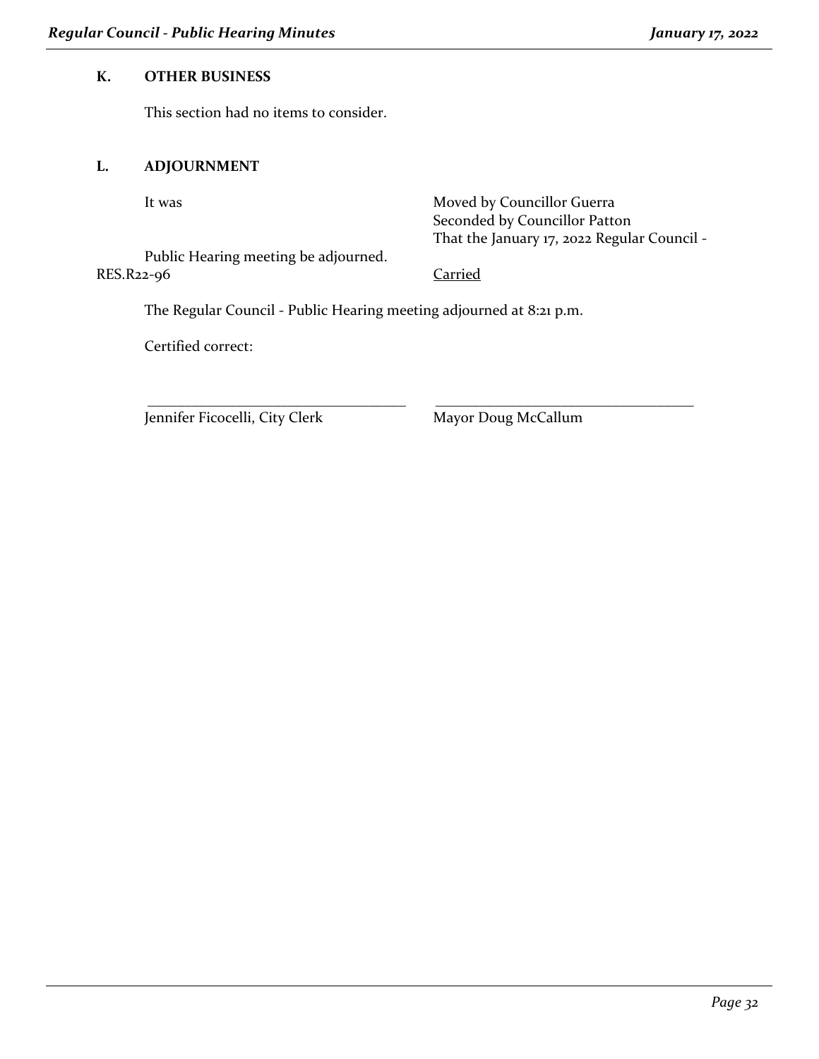## K. OTHER BUSINESS

This section had no items to consider.

## L. ADJOURNMENT

It was

Moved by Councillor Guerra
Seconded by Councillor Patton
That the January 17, 2022 Regular Council - Public Hearing meeting be adjourned.

RES.R22-96

Carried

The Regular Council - Public Hearing meeting adjourned at 8:21 p.m.

Certified correct:

\_\_\_\_\_\_\_\_\_\_\_\_\_\_\_\_\_\_\_\_\_\_\_\_\_\_\_\_\_\_\_\_\_\_\_
Jennifer Ficocelli, City Clerk

\_\_\_\_\_\_\_\_\_\_\_\_\_\_\_\_\_\_\_\_\_\_\_\_\_\_\_\_\_\_\_\_\_\_\_
Mayor Doug McCallum